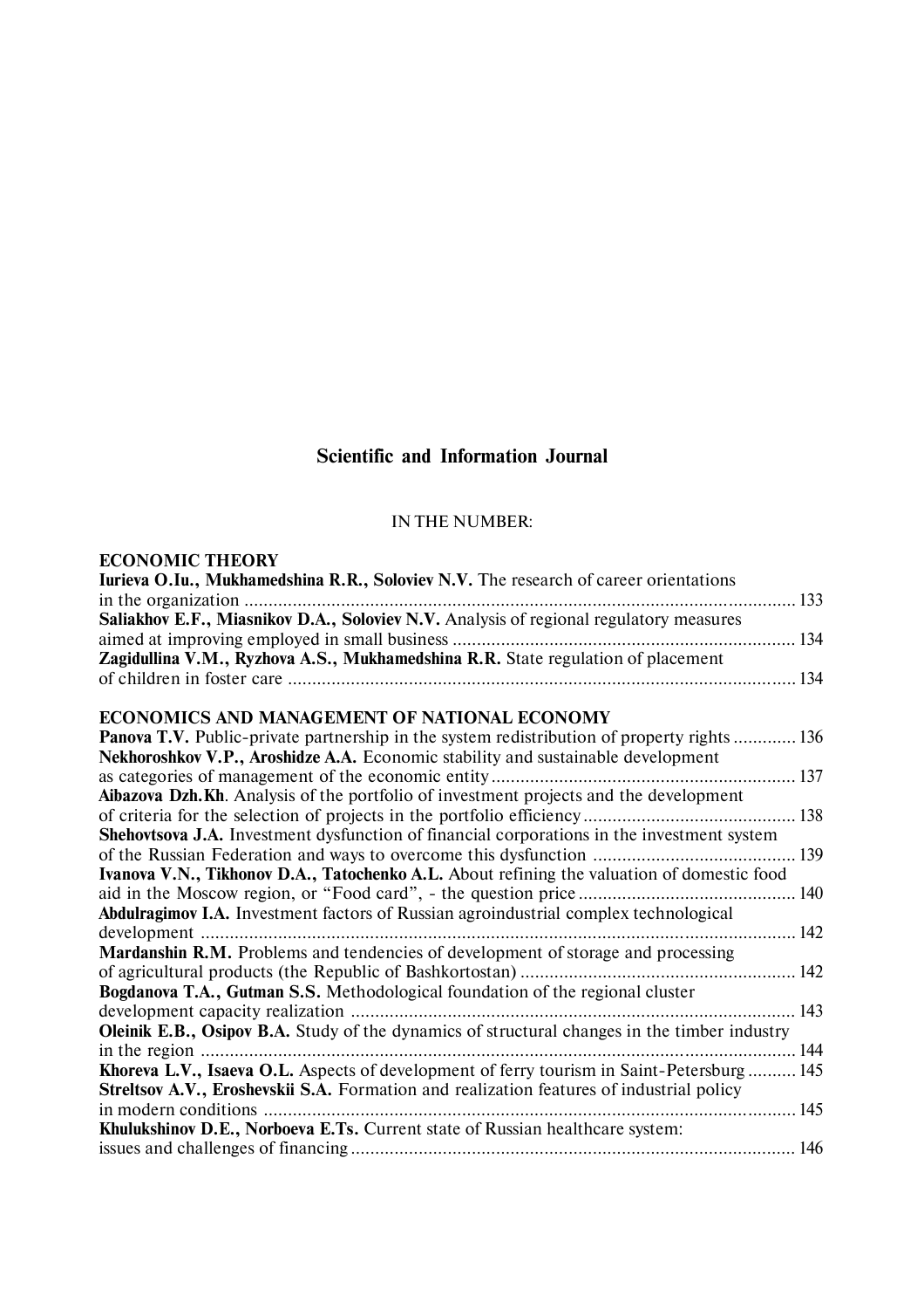# Scientific and Information Journal

IN THE NUMBER:

## ECONOMIC THEORY

**Iurieva O.Iu., Mukhamedshina R.R., Soloviev N.V.** The research of career orientations in the organization ............ 133

**Saliakhov E.F., Miasnikov D.A., Soloviev N.V.** Analysis of regional regulatory measures aimed at improving employed in small business ............ 134

**Zagidullina V.M., Ryzhova A.S., Mukhamedshina R.R.** State regulation of placement of children in foster care ............ 134

## ECONOMICS AND MANAGEMENT OF NATIONAL ECONOMY

**Panova T.V.** Public-private partnership in the system redistribution of property rights ............ 136

**Nekhoroshkov V.P., Aroshidze A.A.** Economic stability and sustainable development as categories of management of the economic entity ............ 137

**Aibazova Dzh.Kh**. Analysis of the portfolio of investment projects and the development of criteria for the selection of projects in the portfolio efficiency ............ 138

**Shehovtsova J.A.** Investment dysfunction of financial corporations in the investment system of the Russian Federation and ways to overcome this dysfunction ............ 139

**Ivanova V.N., Tikhonov D.A., Tatochenko A.L.** About refining the valuation of domestic food aid in the Moscow region, or "Food card", - the question price ............ 140

**Abdulragimov I.A.** Investment factors of Russian agroindustrial complex technological development ............ 142

**Mardanshin R.M.** Problems and tendencies of development of storage and processing of agricultural products (the Republic of Bashkortostan) ............ 142

**Bogdanova T.A., Gutman S.S.** Methodological foundation of the regional cluster development capacity realization ............ 143

**Oleinik E.B., Osipov B.A.** Study of the dynamics of structural changes in the timber industry in the region ............ 144

**Khoreva L.V., Isaeva O.L.** Aspects of development of ferry tourism in Saint-Petersburg ............ 145

**Streltsov A.V., Eroshevskii S.A.** Formation and realization features of industrial policy in modern conditions ............ 145

**Khulukshinov D.E., Norboeva E.Ts.** Current state of Russian healthcare system: issues and challenges of financing ............ 146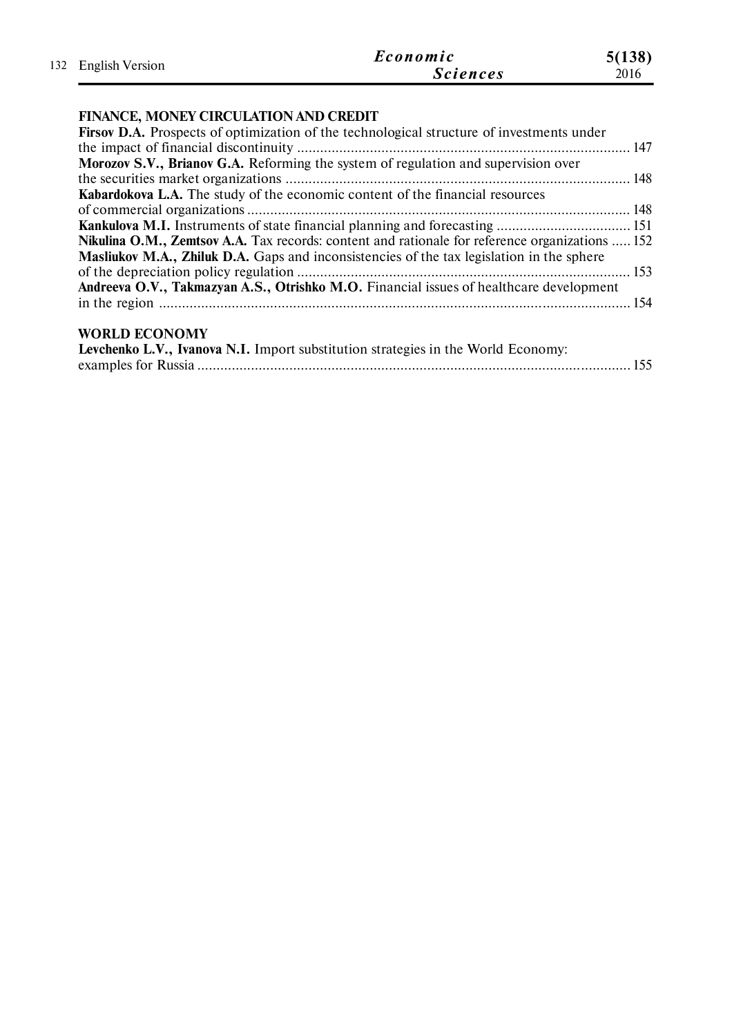## FINANCE, MONEY CIRCULATION AND CREDIT

**Firsov D.A.** Prospects of optimization of the technological structure of investments under the impact of financial discontinuity ........................................................................................ 147

**Morozov S.V., Brianov G.A.** Reforming the system of regulation and supervision over the securities market organizations ........................................................................................... 148

**Kabardokova L.A.** The study of the economic content of the financial resources of commercial organizations ..................................................................................................... 148

**Kankulova M.I.** Instruments of state financial planning and forecasting ................................... 151

**Nikulina O.M., Zemtsov A.A.** Tax records: content and rationale for reference organizations ..... 152

**Masliukov M.A., Zhiluk D.A.** Gaps and inconsistencies of the tax legislation in the sphere of the depreciation policy regulation ....................................................................................... 153

**Andreeva O.V., Takmazyan A.S., Otrishko M.O.** Financial issues of healthcare development in the region ............................................................................................................................ 154

## WORLD ECONOMY

**Levchenko L.V., Ivanova N.I.** Import substitution strategies in the World Economy: examples for Russia .................................................................................................................. 155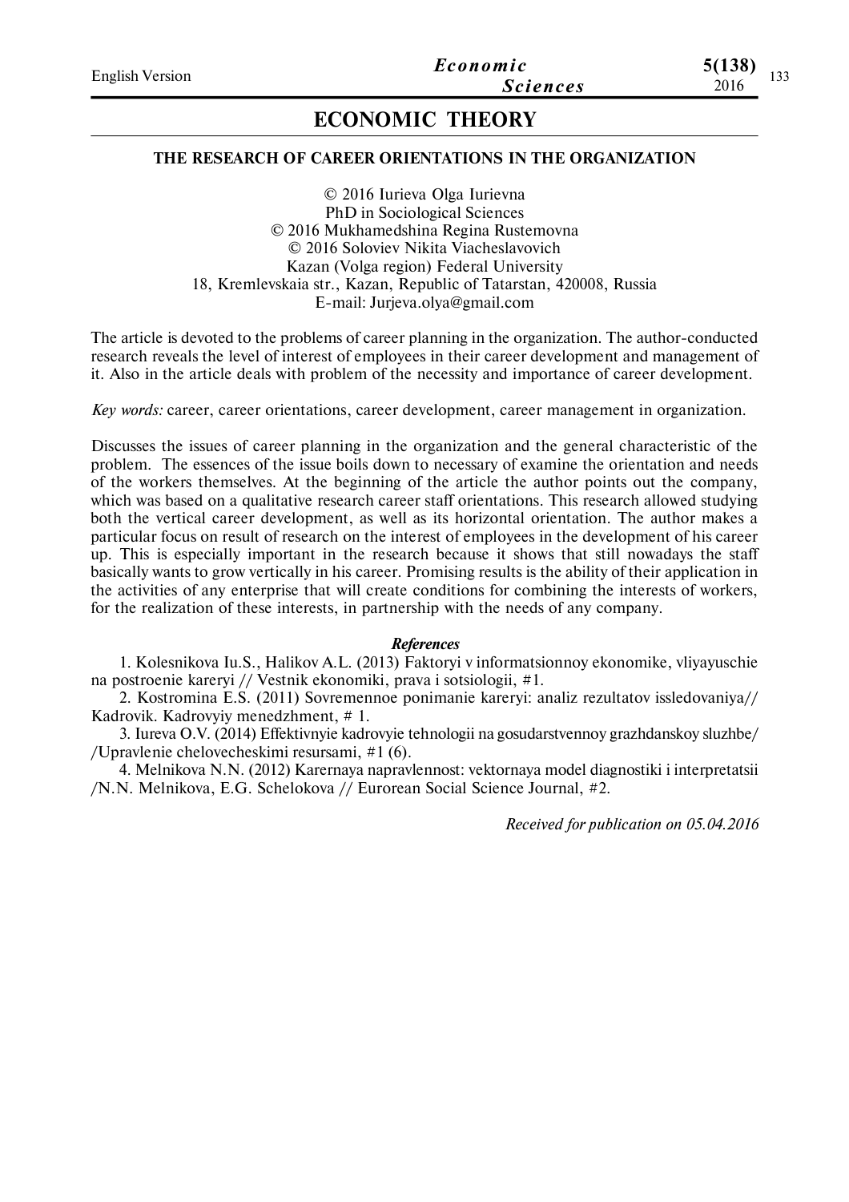# ECONOMIC THEORY

## THE RESEARCH OF CAREER ORIENTATIONS IN THE ORGANIZATION

© 2016 Iurieva Olga Iurievna
PhD in Sociological Sciences
© 2016 Mukhamedshina Regina Rustemovna
© 2016 Soloviev Nikita Viacheslavovich
Kazan (Volga region) Federal University
18, Kremlevskaia str., Kazan, Republic of Tatarstan, 420008, Russia
E-mail: Jurjeva.olya@gmail.com

The article is devoted to the problems of career planning in the organization. The author-conducted research reveals the level of interest of employees in their career development and management of it. Also in the article deals with problem of the necessity and importance of career development.

*Key words:* career, career orientations, career development, career management in organization.

Discusses the issues of career planning in the organization and the general characteristic of the problem. The essences of the issue boils down to necessary of examine the orientation and needs of the workers themselves. At the beginning of the article the author points out the company, which was based on a qualitative research career staff orientations. This research allowed studying both the vertical career development, as well as its horizontal orientation. The author makes a particular focus on result of research on the interest of employees in the development of his career up. This is especially important in the research because it shows that still nowadays the staff basically wants to grow vertically in his career. Promising results is the ability of their application in the activities of any enterprise that will create conditions for combining the interests of workers, for the realization of these interests, in partnership with the needs of any company.

***References***

1. Kolesnikova Iu.S., Halikov A.L. (2013) Faktoryi v informatsionnoy ekonomike, vliyayuschie na postroenie kareryi // Vestnik ekonomiki, prava i sotsiologii, #1.
2. Kostromina E.S. (2011) Sovremennoe ponimanie kareryi: analiz rezultatov issledovaniya// Kadrovik. Kadrovyiy menedzhment, # 1.
3. Iureva O.V. (2014) Effektivnyie kadrovyie tehnologii na gosudarstvennoy grazhdanskoy sluzhbe/ /Upravlenie chelovecheskimi resursami, #1 (6).
4. Melnikova N.N. (2012) Karernaya napravlennost: vektornaya model diagnostiki i interpretatsii /N.N. Melnikova, E.G. Schelokova // Eurorean Social Science Journal, #2.

*Received for publication on 05.04.2016*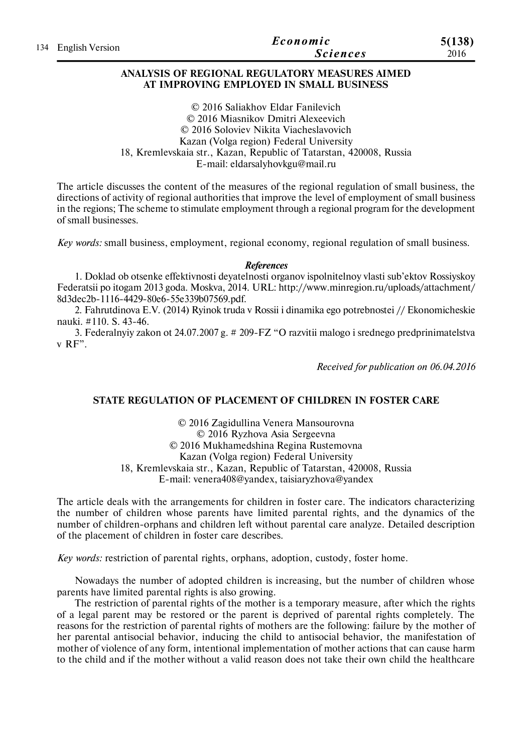## ANALYSIS OF REGIONAL REGULATORY MEASURES AIMED AT IMPROVING EMPLOYED IN SMALL BUSINESS

© 2016 Saliakhov Eldar Fanilevich
© 2016 Miasnikov Dmitri Alexeevich
© 2016 Soloviev Nikita Viacheslavovich
Kazan (Volga region) Federal University
18, Kremlevskaia str., Kazan, Republic of Tatarstan, 420008, Russia
E-mail: eldarsalyhovkgu@mail.ru

The article discusses the content of the measures of the regional regulation of small business, the directions of activity of regional authorities that improve the level of employment of small business in the regions; The scheme to stimulate employment through a regional program for the development of small businesses.

*Key words:* small business, employment, regional economy, regional regulation of small business.

***References***

1. Doklad ob otsenke effektivnosti deyatelnosti organov ispolnitelnoy vlasti sub'ektov Rossiyskoy Federatsii po itogam 2013 goda. Moskva, 2014. URL: http://www.minregion.ru/uploads/attachment/8d3dec2b-1116-4429-80e6-55e339b07569.pdf.
2. Fahrutdinova E.V. (2014) Ryinok truda v Rossii i dinamika ego potrebnostei // Ekonomicheskie nauki. #110. S. 43-46.
3. Federalnyiy zakon ot 24.07.2007 g. # 209-FZ "O razvitii malogo i srednego predprinimatelstva v RF".

*Received for publication on 06.04.2016*

## STATE REGULATION OF PLACEMENT OF CHILDREN IN FOSTER CARE

© 2016 Zagidullina Venera Mansourovna
© 2016 Ryzhova Asia Sergeevna
© 2016 Mukhamedshina Regina Rustemovna
Kazan (Volga region) Federal University
18, Kremlevskaia str., Kazan, Republic of Tatarstan, 420008, Russia
E-mail: venera408@yandex, taisiaryzhova@yandex

The article deals with the arrangements for children in foster care. The indicators characterizing the number of children whose parents have limited parental rights, and the dynamics of the number of children-orphans and children left without parental care analyze. Detailed description of the placement of children in foster care describes.

*Key words:* restriction of parental rights, orphans, adoption, custody, foster home.

Nowadays the number of adopted children is increasing, but the number of children whose parents have limited parental rights is also growing.

The restriction of parental rights of the mother is a temporary measure, after which the rights of a legal parent may be restored or the parent is deprived of parental rights completely. The reasons for the restriction of parental rights of mothers are the following: failure by the mother of her parental antisocial behavior, inducing the child to antisocial behavior, the manifestation of mother of violence of any form, intentional implementation of mother actions that can cause harm to the child and if the mother without a valid reason does not take their own child the healthcare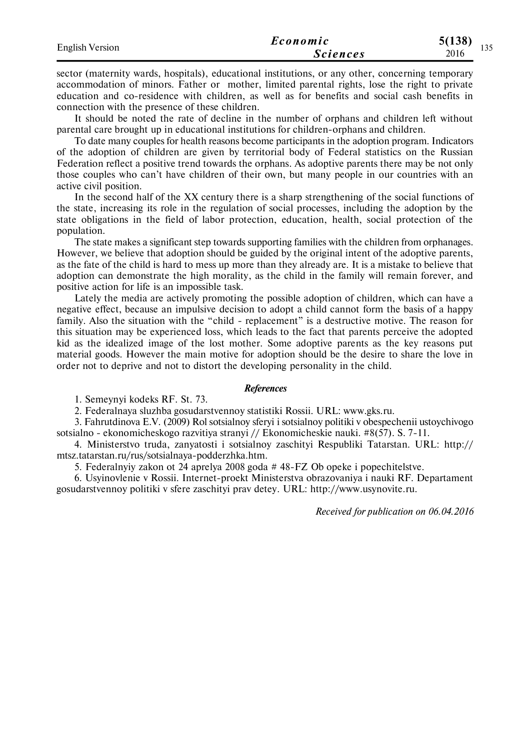sector (maternity wards, hospitals), educational institutions, or any other, concerning temporary accommodation of minors. Father or mother, limited parental rights, lose the right to private education and co-residence with children, as well as for benefits and social cash benefits in connection with the presence of these children.

It should be noted the rate of decline in the number of orphans and children left without parental care brought up in educational institutions for children-orphans and children.

To date many couples for health reasons become participants in the adoption program. Indicators of the adoption of children are given by territorial body of Federal statistics on the Russian Federation reflect a positive trend towards the orphans. As adoptive parents there may be not only those couples who can't have children of their own, but many people in our countries with an active civil position.

In the second half of the XX century there is a sharp strengthening of the social functions of the state, increasing its role in the regulation of social processes, including the adoption by the state obligations in the field of labor protection, education, health, social protection of the population.

The state makes a significant step towards supporting families with the children from orphanages. However, we believe that adoption should be guided by the original intent of the adoptive parents, as the fate of the child is hard to mess up more than they already are. It is a mistake to believe that adoption can demonstrate the high morality, as the child in the family will remain forever, and positive action for life is an impossible task.

Lately the media are actively promoting the possible adoption of children, which can have a negative effect, because an impulsive decision to adopt a child cannot form the basis of a happy family. Also the situation with the "child - replacement" is a destructive motive. The reason for this situation may be experienced loss, which leads to the fact that parents perceive the adopted kid as the idealized image of the lost mother. Some adoptive parents as the key reasons put material goods. However the main motive for adoption should be the desire to share the love in order not to deprive and not to distort the developing personality in the child.

### *References*

1. Semeynyi kodeks RF. St. 73.
2. Federalnaya sluzhba gosudarstvennoy statistiki Rossii. URL: www.gks.ru.
3. Fahrutdinova E.V. (2009) Rol sotsialnoy sferyi i sotsialnoy politiki v obespechenii ustoychivogo sotsialno - ekonomicheskogo razvitiya stranyi // Ekonomicheskie nauki. #8(57). S. 7-11.
4. Ministerstvo truda, zanyatosti i sotsialnoy zaschityi Respubliki Tatarstan. URL: http://mtsz.tatarstan.ru/rus/sotsialnaya-podderzhka.htm.
5. Federalnyiy zakon ot 24 aprelya 2008 goda # 48-FZ Ob opeke i popechitelstve.
6. Usyinovlenie v Rossii. Internet-proekt Ministerstva obrazovaniya i nauki RF. Departament gosudarstvennoy politiki v sfere zaschityi prav detey. URL: http://www.usynovite.ru.

*Received for publication on 06.04.2016*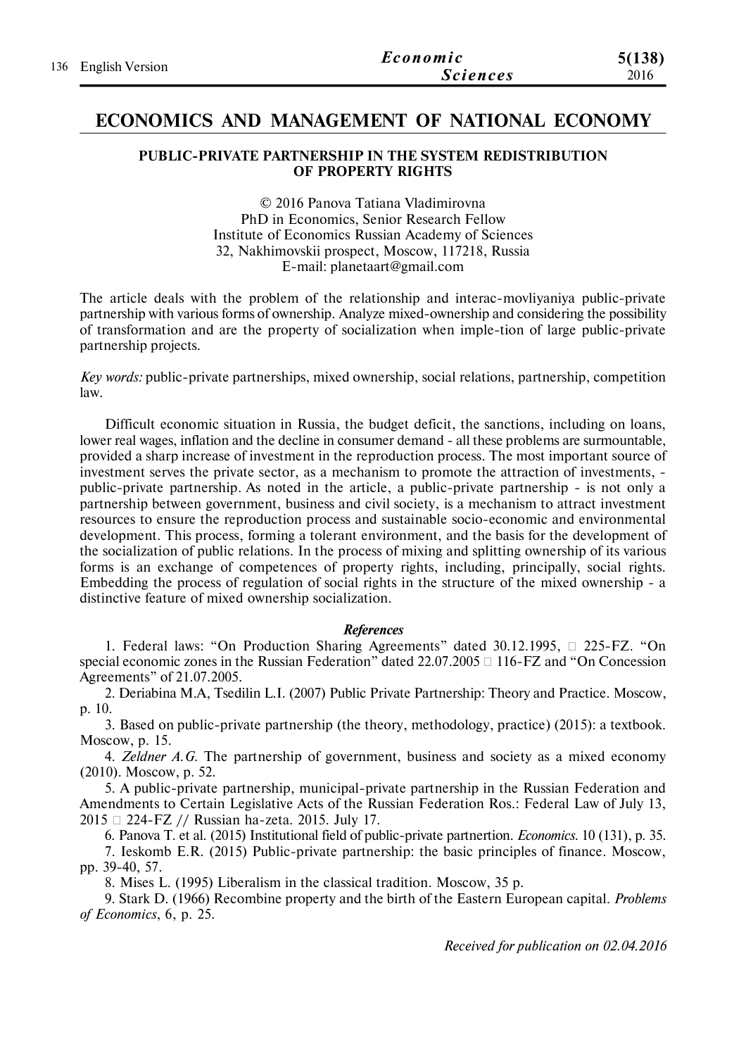# ECONOMICS AND MANAGEMENT OF NATIONAL ECONOMY

## PUBLIC-PRIVATE PARTNERSHIP IN THE SYSTEM REDISTRIBUTION OF PROPERTY RIGHTS

© 2016 Panova Tatiana Vladimirovna
PhD in Economics, Senior Research Fellow
Institute of Economics Russian Academy of Sciences
32, Nakhimovskii prospect, Moscow, 117218, Russia
E-mail: planetaart@gmail.com

The article deals with the problem of the relationship and interac-movliyaniya public-private partnership with various forms of ownership. Analyze mixed-ownership and considering the possibility of transformation and are the property of socialization when imple-tion of large public-private partnership projects.

*Key words:* public-private partnerships, mixed ownership, social relations, partnership, competition law.

Difficult economic situation in Russia, the budget deficit, the sanctions, including on loans, lower real wages, inflation and the decline in consumer demand - all these problems are surmountable, provided a sharp increase of investment in the reproduction process. The most important source of investment serves the private sector, as a mechanism to promote the attraction of investments, - public-private partnership. As noted in the article, a public-private partnership - is not only a partnership between government, business and civil society, is a mechanism to attract investment resources to ensure the reproduction process and sustainable socio-economic and environmental development. This process, forming a tolerant environment, and the basis for the development of the socialization of public relations. In the process of mixing and splitting ownership of its various forms is an exchange of competences of property rights, including, principally, social rights. Embedding the process of regulation of social rights in the structure of the mixed ownership - a distinctive feature of mixed ownership socialization.

### *References*

1. Federal laws: "On Production Sharing Agreements" dated 30.12.1995, □ 225-FZ. "On special economic zones in the Russian Federation" dated 22.07.2005 □ 116-FZ and "On Concession Agreements" of 21.07.2005.
2. Deriabina M.A, Tsedilin L.I. (2007) Public Private Partnership: Theory and Practice. Moscow, p. 10.
3. Based on public-private partnership (the theory, methodology, practice) (2015): a textbook. Moscow, p. 15.
4. *Zeldner A.G.* The partnership of government, business and society as a mixed economy (2010). Moscow, p. 52.
5. A public-private partnership, municipal-private partnership in the Russian Federation and Amendments to Certain Legislative Acts of the Russian Federation Ros.: Federal Law of July 13, 2015 □ 224-FZ // Russian ha-zeta. 2015. July 17.
6. Panova T. et al. (2015) Institutional field of public-private partnertion. *Economics.* 10 (131), p. 35.
7. Ieskomb E.R. (2015) Public-private partnership: the basic principles of finance. Moscow, pp. 39-40, 57.
8. Mises L. (1995) Liberalism in the classical tradition. Moscow, 35 p.
9. Stark D. (1966) Recombine property and the birth of the Eastern European capital. *Problems of Economics*, 6, p. 25.

*Received for publication on 02.04.2016*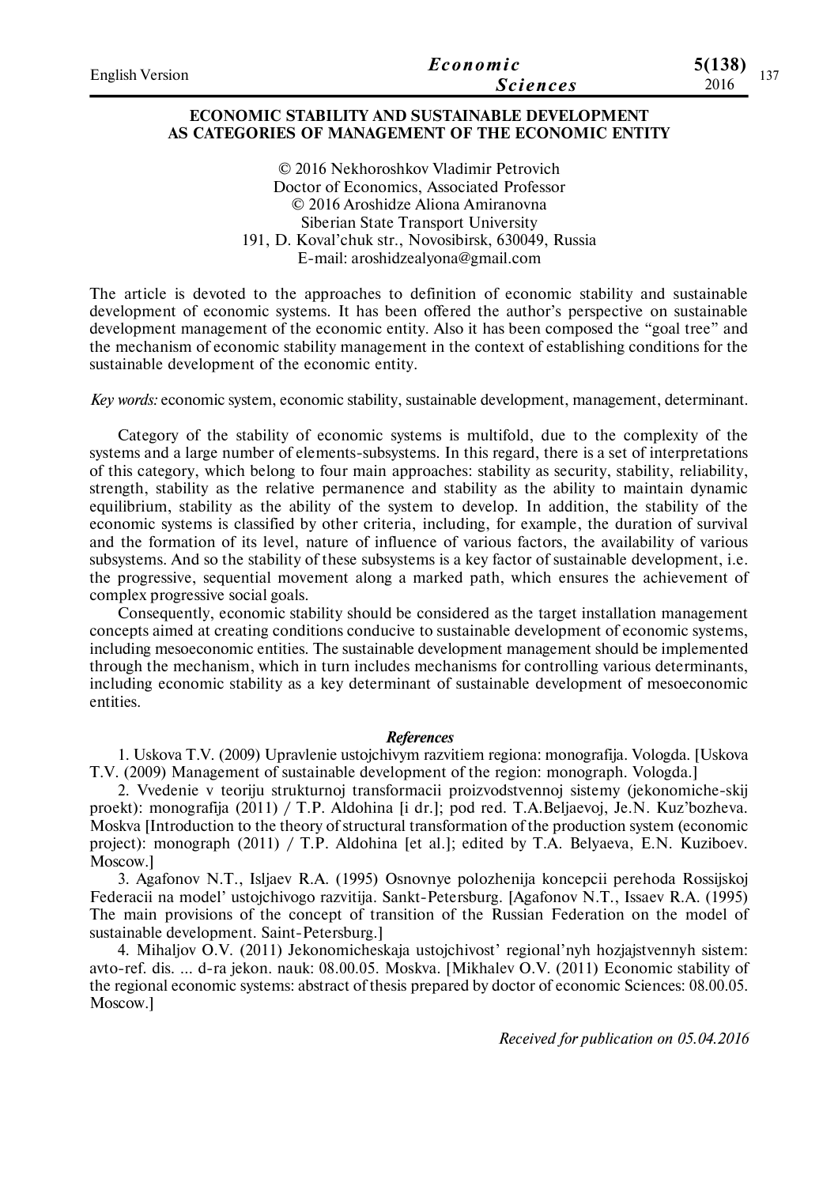# ECONOMIC STABILITY AND SUSTAINABLE DEVELOPMENT AS CATEGORIES OF MANAGEMENT OF THE ECONOMIC ENTITY

© 2016 Nekhoroshkov Vladimir Petrovich
Doctor of Economics, Associated Professor
© 2016 Aroshidze Aliona Amiranovna
Siberian State Transport University
191, D. Koval'chuk str., Novosibirsk, 630049, Russia
E-mail: aroshidzealyona@gmail.com

The article is devoted to the approaches to definition of economic stability and sustainable development of economic systems. It has been offered the author's perspective on sustainable development management of the economic entity. Also it has been composed the "goal tree" and the mechanism of economic stability management in the context of establishing conditions for the sustainable development of the economic entity.

*Key words:* economic system, economic stability, sustainable development, management, determinant.

Category of the stability of economic systems is multifold, due to the complexity of the systems and a large number of elements-subsystems. In this regard, there is a set of interpretations of this category, which belong to four main approaches: stability as security, stability, reliability, strength, stability as the relative permanence and stability as the ability to maintain dynamic equilibrium, stability as the ability of the system to develop. In addition, the stability of the economic systems is classified by other criteria, including, for example, the duration of survival and the formation of its level, nature of influence of various factors, the availability of various subsystems. And so the stability of these subsystems is a key factor of sustainable development, i.e. the progressive, sequential movement along a marked path, which ensures the achievement of complex progressive social goals.

Consequently, economic stability should be considered as the target installation management concepts aimed at creating conditions conducive to sustainable development of economic systems, including mesoeconomic entities. The sustainable development management should be implemented through the mechanism, which in turn includes mechanisms for controlling various determinants, including economic stability as a key determinant of sustainable development of mesoeconomic entities.

### *References*

1. Uskova T.V. (2009) Upravlenie ustojchivym razvitiem regiona: monografija. Vologda. [Uskova T.V. (2009) Management of sustainable development of the region: monograph. Vologda.]
2. Vvedenie v teoriju strukturnoj transformacii proizvodstvennoj sistemy (jekonomiche-skij proekt): monografija (2011) / T.P. Aldohina [i dr.]; pod red. T.A.Beljaevoj, Je.N. Kuz'bozheva. Moskva [Introduction to the theory of structural transformation of the production system (economic project): monograph (2011) / T.P. Aldohina [et al.]; edited by T.A. Belyaeva, E.N. Kuziboev. Moscow.]
3. Agafonov N.T., Isljaev R.A. (1995) Osnovnye polozhenija koncepcii perehoda Rossijskoj Federacii na model' ustojchivogo razvitija. Sankt-Petersburg. [Agafonov N.T., Issaev R.A. (1995) The main provisions of the concept of transition of the Russian Federation on the model of sustainable development. Saint-Petersburg.]
4. Mihaljov O.V. (2011) Jekonomicheskaja ustojchivost' regional'nyh hozjajstvennyh sistem: avto-ref. dis. ... d-ra jekon. nauk: 08.00.05. Moskva. [Mikhalev O.V. (2011) Economic stability of the regional economic systems: abstract of thesis prepared by doctor of economic Sciences: 08.00.05. Moscow.]

*Received for publication on 05.04.2016*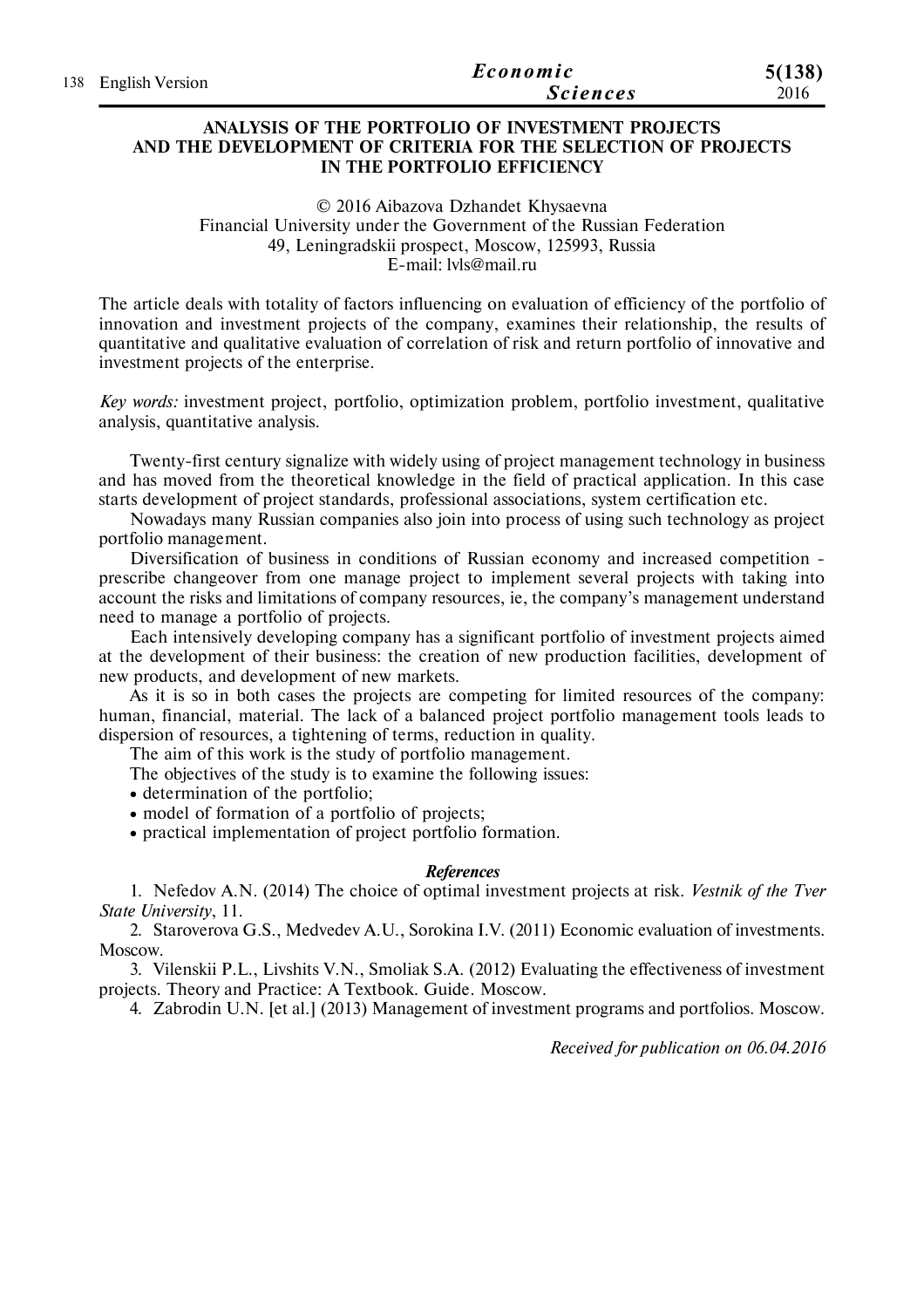# ANALYSIS OF THE PORTFOLIO OF INVESTMENT PROJECTS AND THE DEVELOPMENT OF CRITERIA FOR THE SELECTION OF PROJECTS IN THE PORTFOLIO EFFICIENCY

© 2016 Aibazova Dzhandet Khysaevna
Financial University under the Government of the Russian Federation
49, Leningradskii prospect, Moscow, 125993, Russia
E-mail: lvls@mail.ru

The article deals with totality of factors influencing on evaluation of efficiency of the portfolio of innovation and investment projects of the company, examines their relationship, the results of quantitative and qualitative evaluation of correlation of risk and return portfolio of innovative and investment projects of the enterprise.

*Key words:* investment project, portfolio, optimization problem, portfolio investment, qualitative analysis, quantitative analysis.

Twenty-first century signalize with widely using of project management technology in business and has moved from the theoretical knowledge in the field of practical application. In this case starts development of project standards, professional associations, system certification etc.

Nowadays many Russian companies also join into process of using such technology as project portfolio management.

Diversification of business in conditions of Russian economy and increased competition - prescribe changeover from one manage project to implement several projects with taking into account the risks and limitations of company resources, ie, the company's management understand need to manage a portfolio of projects.

Each intensively developing company has a significant portfolio of investment projects aimed at the development of their business: the creation of new production facilities, development of new products, and development of new markets.

As it is so in both cases the projects are competing for limited resources of the company: human, financial, material. The lack of a balanced project portfolio management tools leads to dispersion of resources, a tightening of terms, reduction in quality.

The aim of this work is the study of portfolio management.

The objectives of the study is to examine the following issues:

- determination of the portfolio;
- model of formation of a portfolio of projects;
- practical implementation of project portfolio formation.

### *References*

1. Nefedov A.N. (2014) The choice of optimal investment projects at risk. *Vestnik of the Tver State University*, 11.
2. Staroverova G.S., Medvedev A.U., Sorokina I.V. (2011) Economic evaluation of investments. Moscow.
3. Vilenskii P.L., Livshits V.N., Smoliak S.A. (2012) Evaluating the effectiveness of investment projects. Theory and Practice: A Textbook. Guide. Moscow.
4. Zabrodin U.N. [et al.] (2013) Management of investment programs and portfolios. Moscow.

*Received for publication on 06.04.2016*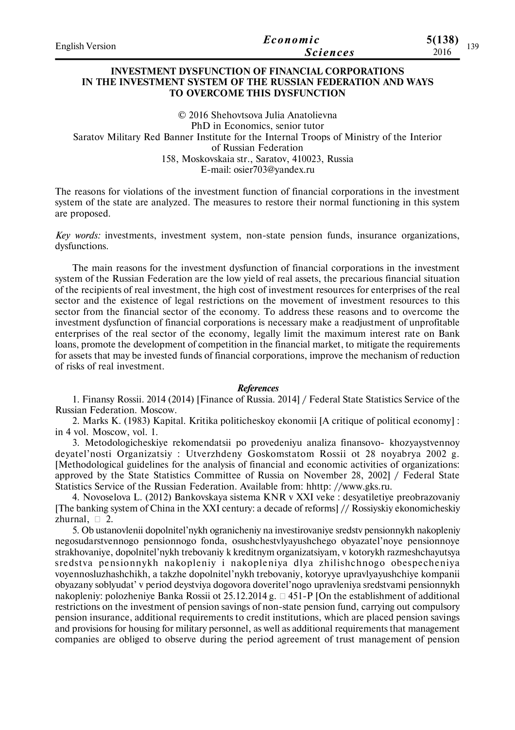# INVESTMENT DYSFUNCTION OF FINANCIAL CORPORATIONS IN THE INVESTMENT SYSTEM OF THE RUSSIAN FEDERATION AND WAYS TO OVERCOME THIS DYSFUNCTION

© 2016 Shehovtsova Julia Anatolievna
PhD in Economics, senior tutor
Saratov Military Red Banner Institute for the Internal Troops of Ministry of the Interior of Russian Federation
158, Moskovskaia str., Saratov, 410023, Russia
E-mail: osier703@yandex.ru

The reasons for violations of the investment function of financial corporations in the investment system of the state are analyzed. The measures to restore their normal functioning in this system are proposed.

*Key words:* investments, investment system, non-state pension funds, insurance organizations, dysfunctions.

The main reasons for the investment dysfunction of financial corporations in the investment system of the Russian Federation are the low yield of real assets, the precarious financial situation of the recipients of real investment, the high cost of investment resources for enterprises of the real sector and the existence of legal restrictions on the movement of investment resources to this sector from the financial sector of the economy. To address these reasons and to overcome the investment dysfunction of financial corporations is necessary make a readjustment of unprofitable enterprises of the real sector of the economy, legally limit the maximum interest rate on Bank loans, promote the development of competition in the financial market, to mitigate the requirements for assets that may be invested funds of financial corporations, improve the mechanism of reduction of risks of real investment.

### *References*

1. Finansy Rossii. 2014 (2014) [Finance of Russia. 2014] / Federal State Statistics Service of the Russian Federation. Moscow.
2. Marks K. (1983) Kapital. Kritika politicheskoy ekonomii [A critique of political economy] : in 4 vol. Moscow, vol. 1.
3. Metodologicheskiye rekomendatsii po provedeniyu analiza finansovo- khozyaystvennoy deyatel'nosti Organizatsiy : Utverzhdeny Goskomstatom Rossii ot 28 noyabrya 2002 g. [Methodological guidelines for the analysis of financial and economic activities of organizations: approved by the State Statistics Committee of Russia on November 28, 2002] / Federal State Statistics Service of the Russian Federation. Available from: hhttp: //www.gks.ru.
4. Novoselova L. (2012) Bankovskaya sistema KNR v XXI veke : desyatiletiye preobrazovaniy [The banking system of China in the XXI century: a decade of reforms] // Rossiyskiy ekonomicheskiy zhurnal, № 2.
5. Ob ustanovlenii dopolnitel'nykh ogranicheniy na investirovaniye sredstv pensionnykh nakopleniy negosudarstvennogo pensionnogo fonda, osushchestvlyayushchego obyazatel'noye pensionnoye strakhovaniye, dopolnitel'nykh trebovaniy k kreditnym organizatsiyam, v kotorykh razmeshchayutsya sredstva pensionnykh nakopleniy i nakopleniya dlya zhilishchnogo obespecheniya voyennosluzhashchikh, a takzhe dopolnitel'nykh trebovaniy, kotoryye upravlyayushchiye kompanii obyazany soblyudat' v period deystviya dogovora doveritel'nogo upravleniya sredstvami pensionnykh nakopleniy: polozheniye Banka Rossii ot 25.12.2014 g. № 451-P [On the establishment of additional restrictions on the investment of pension savings of non-state pension fund, carrying out compulsory pension insurance, additional requirements to credit institutions, which are placed pension savings and provisions for housing for military personnel, as well as additional requirements that management companies are obliged to observe during the period agreement of trust management of pension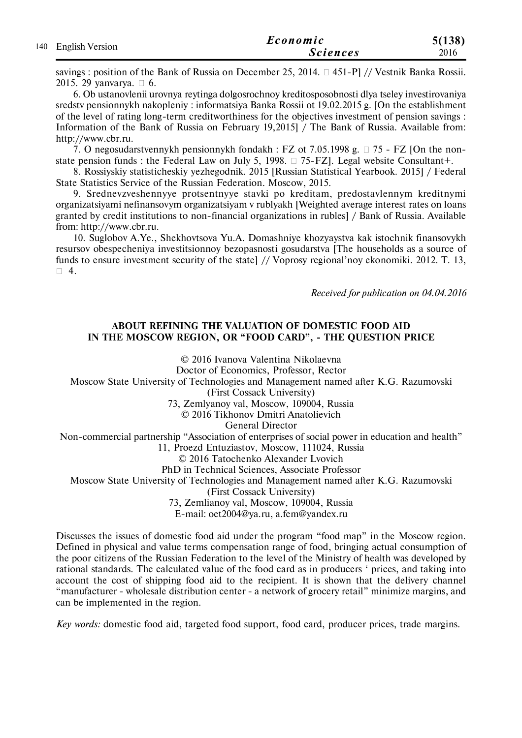savings : position of the Bank of Russia on December 25, 2014. □ 451-P] // Vestnik Banka Rossii. 2015. 29 yanvarya. □ 6.

6. Ob ustanovlenii urovnya reytinga dolgosrochnoy kreditosposobnosti dlya tseley investirovaniya sredstv pensionnykh nakopleniy : informatsiya Banka Rossii ot 19.02.2015 g. [On the establishment of the level of rating long-term creditworthiness for the objectives investment of pension savings : Information of the Bank of Russia on February 19,2015] / The Bank of Russia. Available from: http://www.cbr.ru.

7. O negosudarstvennykh pensionnykh fondakh : FZ ot 7.05.1998 g. □ 75 - FZ [On the non-state pension funds : the Federal Law on July 5, 1998. □ 75-FZ]. Legal website Consultant+.

8. Rossiyskiy statisticheskiy yezhegodnik. 2015 [Russian Statistical Yearbook. 2015] / Federal State Statistics Service of the Russian Federation. Moscow, 2015.

9. Srednevzveshennyye protsentnyye stavki po kreditam, predostavlennym kreditnymi organizatsiyami nefinansovym organizatsiyam v rublyakh [Weighted average interest rates on loans granted by credit institutions to non-financial organizations in rubles] / Bank of Russia. Available from: http://www.cbr.ru.

10. Suglobov A.Ye., Shekhovtsova Yu.A. Domashniye khozyaystva kak istochnik finansovykh resursov obespecheniya investitsionnoy bezopasnosti gosudarstva [The households as a source of funds to ensure investment security of the state] // Voprosy regional'noy ekonomiki. 2012. T. 13, □ 4.

*Received for publication on 04.04.2016*

## ABOUT REFINING THE VALUATION OF DOMESTIC FOOD AID IN THE MOSCOW REGION, OR "FOOD CARD", - THE QUESTION PRICE

© 2016 Ivanova Valentina Nikolaevna
Doctor of Economics, Professor, Rector
Moscow State University of Technologies and Management named after K.G. Razumovski
(First Cossack University)
73, Zemlyanoy val, Moscow, 109004, Russia
© 2016 Tikhonov Dmitri Anatolievich
General Director
Non-commercial partnership "Association of enterprises of social power in education and health"
11, Proezd Entuziastov, Moscow, 111024, Russia
© 2016 Tatochenko Alexander Lvovich
PhD in Technical Sciences, Associate Professor
Moscow State University of Technologies and Management named after K.G. Razumovski
(First Cossack University)
73, Zemlianoy val, Moscow, 109004, Russia
E-mail: oet2004@ya.ru, a.fem@yandex.ru

Discusses the issues of domestic food aid under the program "food map" in the Moscow region. Defined in physical and value terms compensation range of food, bringing actual consumption of the poor citizens of the Russian Federation to the level of the Ministry of health was developed by rational standards. The calculated value of the food card as in producers ' prices, and taking into account the cost of shipping food aid to the recipient. It is shown that the delivery channel "manufacturer - wholesale distribution center - a network of grocery retail" minimize margins, and can be implemented in the region.

*Key words:* domestic food aid, targeted food support, food card, producer prices, trade margins.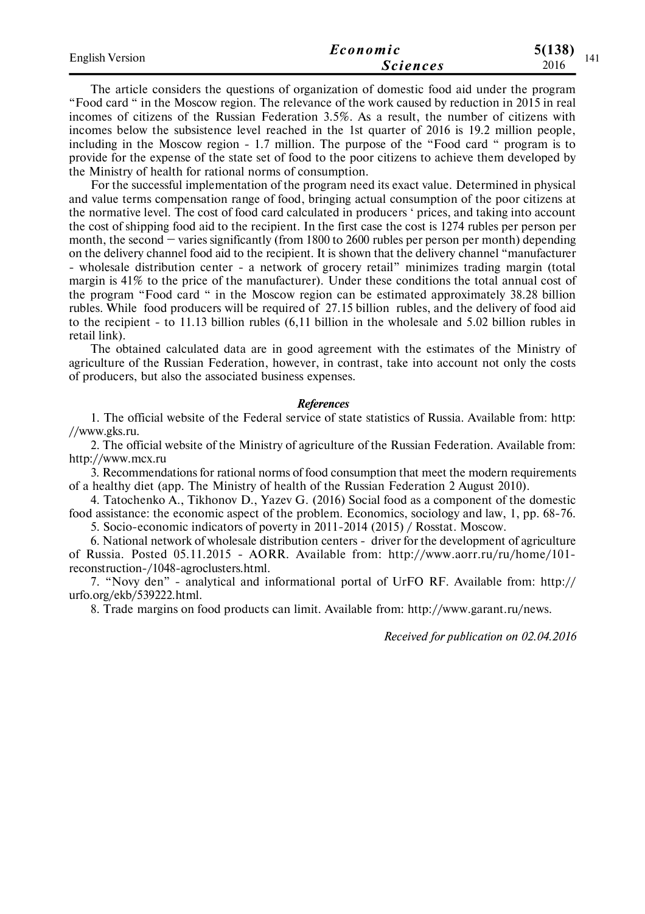The article considers the questions of organization of domestic food aid under the program "Food card " in the Moscow region. The relevance of the work caused by reduction in 2015 in real incomes of citizens of the Russian Federation 3.5%. As a result, the number of citizens with incomes below the subsistence level reached in the 1st quarter of 2016 is 19.2 million people, including in the Moscow region - 1.7 million. The purpose of the "Food card " program is to provide for the expense of the state set of food to the poor citizens to achieve them developed by the Ministry of health for rational norms of consumption.

For the successful implementation of the program need its exact value. Determined in physical and value terms compensation range of food, bringing actual consumption of the poor citizens at the normative level. The cost of food card calculated in producers ' prices, and taking into account the cost of shipping food aid to the recipient. In the first case the cost is 1274 rubles per person per month, the second – varies significantly (from 1800 to 2600 rubles per person per month) depending on the delivery channel food aid to the recipient. It is shown that the delivery channel "manufacturer - wholesale distribution center - a network of grocery retail" minimizes trading margin (total margin is 41% to the price of the manufacturer). Under these conditions the total annual cost of the program "Food card " in the Moscow region can be estimated approximately 38.28 billion rubles. While food producers will be required of 27.15 billion rubles, and the delivery of food aid to the recipient - to 11.13 billion rubles (6,11 billion in the wholesale and 5.02 billion rubles in retail link).

The obtained calculated data are in good agreement with the estimates of the Ministry of agriculture of the Russian Federation, however, in contrast, take into account not only the costs of producers, but also the associated business expenses.

### *References*

1. The official website of the Federal service of state statistics of Russia. Available from: http: //www.gks.ru.
2. The official website of the Ministry of agriculture of the Russian Federation. Available from: http://www.mcx.ru
3. Recommendations for rational norms of food consumption that meet the modern requirements of a healthy diet (app. The Ministry of health of the Russian Federation 2 August 2010).
4. Tatochenko A., Tikhonov D., Yazev G. (2016) Social food as a component of the domestic food assistance: the economic aspect of the problem. Economics, sociology and law, 1, pp. 68-76.
5. Socio-economic indicators of poverty in 2011-2014 (2015) / Rosstat. Moscow.
6. National network of wholesale distribution centers - driver for the development of agriculture of Russia. Posted 05.11.2015 - AORR. Available from: http://www.aorr.ru/ru/home/101-reconstruction-/1048-agroclusters.html.
7. "Novy den" - analytical and informational portal of UrFO RF. Available from: http:// urfo.org/ekb/539222.html.
8. Trade margins on food products can limit. Available from: http://www.garant.ru/news.

*Received for publication on 02.04.2016*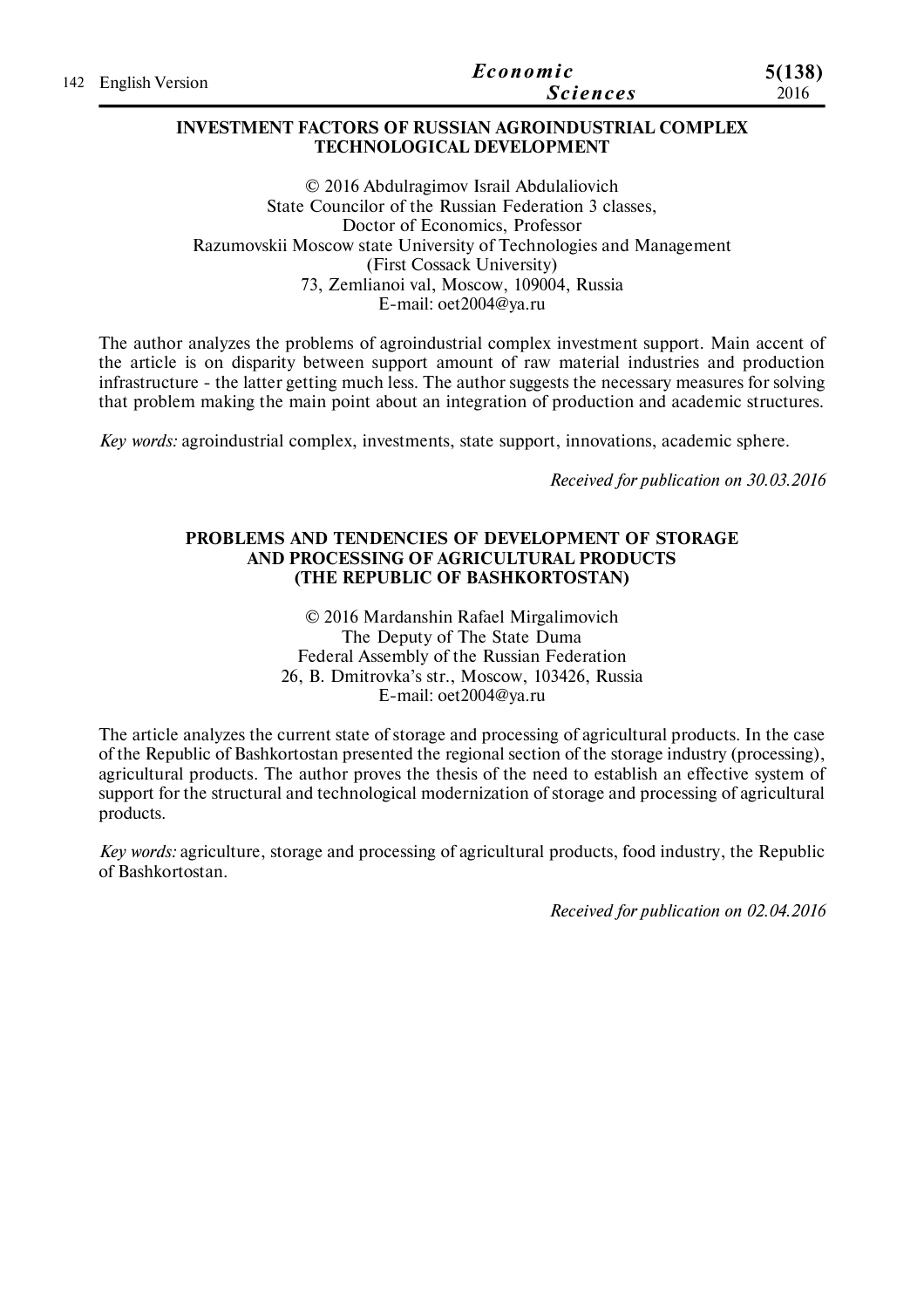## INVESTMENT FACTORS OF RUSSIAN AGROINDUSTRIAL COMPLEX TECHNOLOGICAL DEVELOPMENT

© 2016 Abdulragimov Israil Abdulaliovich
State Councilor of the Russian Federation 3 classes,
Doctor of Economics, Professor
Razumovskii Moscow state University of Technologies and Management
(First Cossack University)
73, Zemlianoi val, Moscow, 109004, Russia
E-mail: oet2004@ya.ru

The author analyzes the problems of agroindustrial complex investment support. Main accent of the article is on disparity between support amount of raw material industries and production infrastructure - the latter getting much less. The author suggests the necessary measures for solving that problem making the main point about an integration of production and academic structures.

*Key words:* agroindustrial complex, investments, state support, innovations, academic sphere.

*Received for publication on 30.03.2016*

## PROBLEMS AND TENDENCIES OF DEVELOPMENT OF STORAGE AND PROCESSING OF AGRICULTURAL PRODUCTS (THE REPUBLIC OF BASHKORTOSTAN)

© 2016 Mardanshin Rafael Mirgalimovich
The Deputy of The State Duma
Federal Assembly of the Russian Federation
26, B. Dmitrovka's str., Moscow, 103426, Russia
E-mail: oet2004@ya.ru

The article analyzes the current state of storage and processing of agricultural products. In the case of the Republic of Bashkortostan presented the regional section of the storage industry (processing), agricultural products. The author proves the thesis of the need to establish an effective system of support for the structural and technological modernization of storage and processing of agricultural products.

*Key words:* agriculture, storage and processing of agricultural products, food industry, the Republic of Bashkortostan.

*Received for publication on 02.04.2016*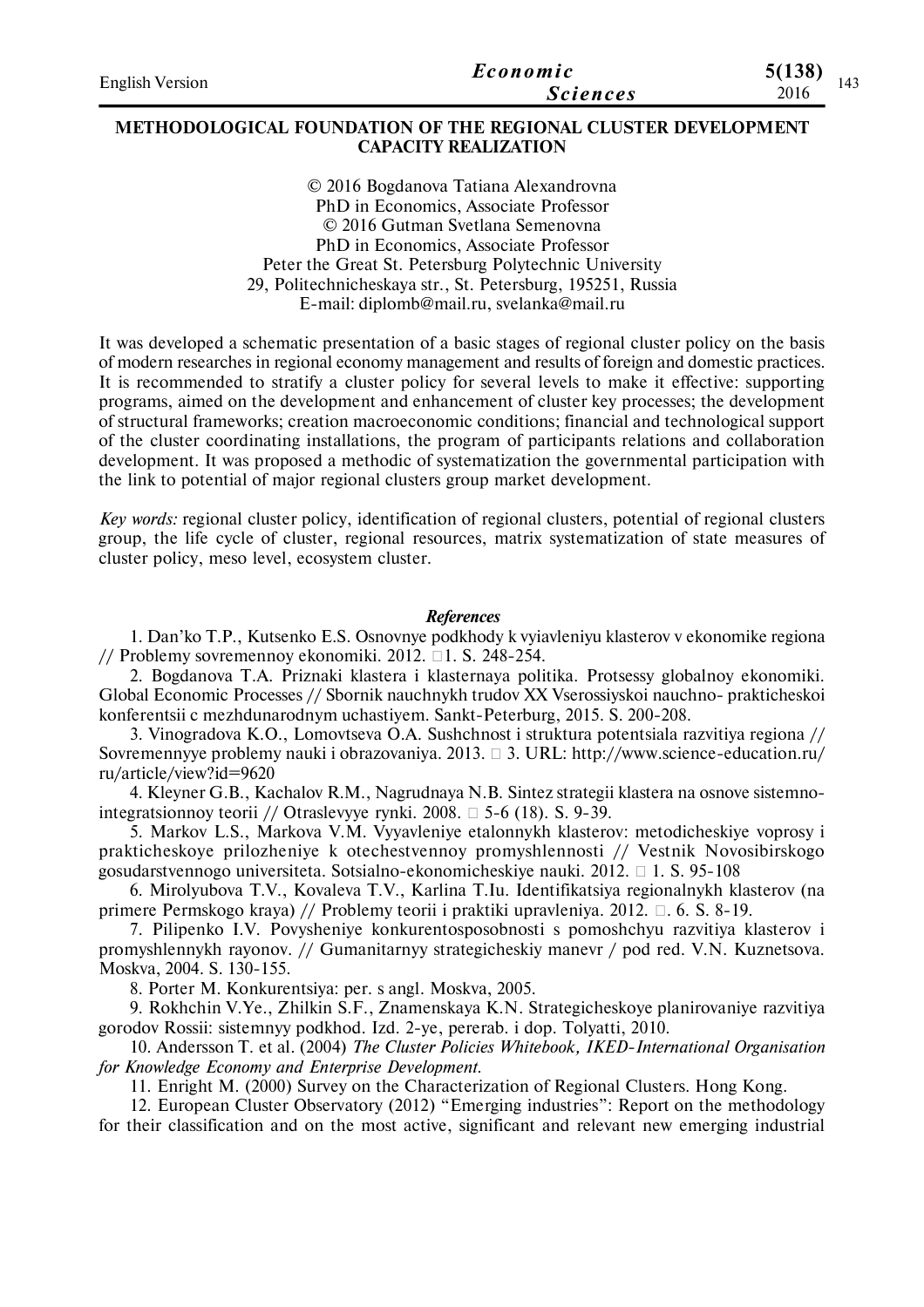## METHODOLOGICAL FOUNDATION OF THE REGIONAL CLUSTER DEVELOPMENT CAPACITY REALIZATION

© 2016 Bogdanova Tatiana Alexandrovna
PhD in Economics, Associate Professor
© 2016 Gutman Svetlana Semenovna
PhD in Economics, Associate Professor
Peter the Great St. Petersburg Polytechnic University
29, Politechnicheskaya str., St. Petersburg, 195251, Russia
E-mail: diplomb@mail.ru, svelanka@mail.ru

It was developed a schematic presentation of a basic stages of regional cluster policy on the basis of modern researches in regional economy management and results of foreign and domestic practices. It is recommended to stratify a cluster policy for several levels to make it effective: supporting programs, aimed on the development and enhancement of cluster key processes; the development of structural frameworks; creation macroeconomic conditions; financial and technological support of the cluster coordinating installations, the program of participants relations and collaboration development. It was proposed a methodic of systematization the governmental participation with the link to potential of major regional clusters group market development.

*Key words:* regional cluster policy, identification of regional clusters, potential of regional clusters group, the life cycle of cluster, regional resources, matrix systematization of state measures of cluster policy, meso level, ecosystem cluster.

### *References*

1. Dan'ko T.P., Kutsenko E.S. Osnovnye podkhody k vyiavleniyu klasterov v ekonomike regiona // Problemy sovremennoy ekonomiki. 2012. №1. S. 248-254.
2. Bogdanova T.A. Priznaki klastera i klasternaya politika. Protsessy globalnoy ekonomiki. Global Economic Processes // Sbornik nauchnykh trudov XX Vserossiyskoi nauchno- prakticheskoi konferentsii c mezhdunarodnym uchastiyem. Sankt-Peterburg, 2015. S. 200-208.
3. Vinogradova K.O., Lomovtseva O.A. Sushchnost i struktura potentsiala razvitiya regiona // Sovremennyye problemy nauki i obrazovaniya. 2013. № 3. URL: http://www.science-education.ru/ru/article/view?id=9620
4. Kleyner G.B., Kachalov R.M., Nagrudnaya N.B. Sintez strategii klastera na osnove sistemno-integratsionnoy teorii // Otraslevyye rynki. 2008. № 5-6 (18). S. 9-39.
5. Markov L.S., Markova V.M. Vyyavleniye etalonnykh klasterov: metodicheskiye voprosy i prakticheskoye prilozheniye k otechestvennoy promyshlennosti // Vestnik Novosibirskogo gosudarstvennogo universiteta. Sotsialno-ekonomicheskiye nauki. 2012. № 1. S. 95-108
6. Mirolyubova T.V., Kovaleva T.V., Karlina T.Iu. Identifikatsiya regionalnykh klasterov (na primere Permskogo kraya) // Problemy teorii i praktiki upravleniya. 2012. №. 6. S. 8-19.
7. Pilipenko I.V. Povysheniye konkurentosposobnosti s pomoshchyu razvitiya klasterov i promyshlennykh rayonov. // Gumanitarnyy strategicheskiy manevr / pod red. V.N. Kuznetsova. Moskva, 2004. S. 130-155.
8. Porter M. Konkurentsiya: per. s angl. Moskva, 2005.
9. Rokhchin V.Ye., Zhilkin S.F., Znamenskaya K.N. Strategicheskoye planirovaniye razvitiya gorodov Rossii: sistemnyy podkhod. Izd. 2-ye, pererab. i dop. Tolyatti, 2010.
10. Andersson T. et al. (2004) *The Cluster Policies Whitebook, IKED-International Organisation for Knowledge Economy and Enterprise Development.*
11. Enright M. (2000) Survey on the Characterization of Regional Clusters. Hong Kong.
12. European Cluster Observatory (2012) "Emerging industries": Report on the methodology for their classification and on the most active, significant and relevant new emerging industrial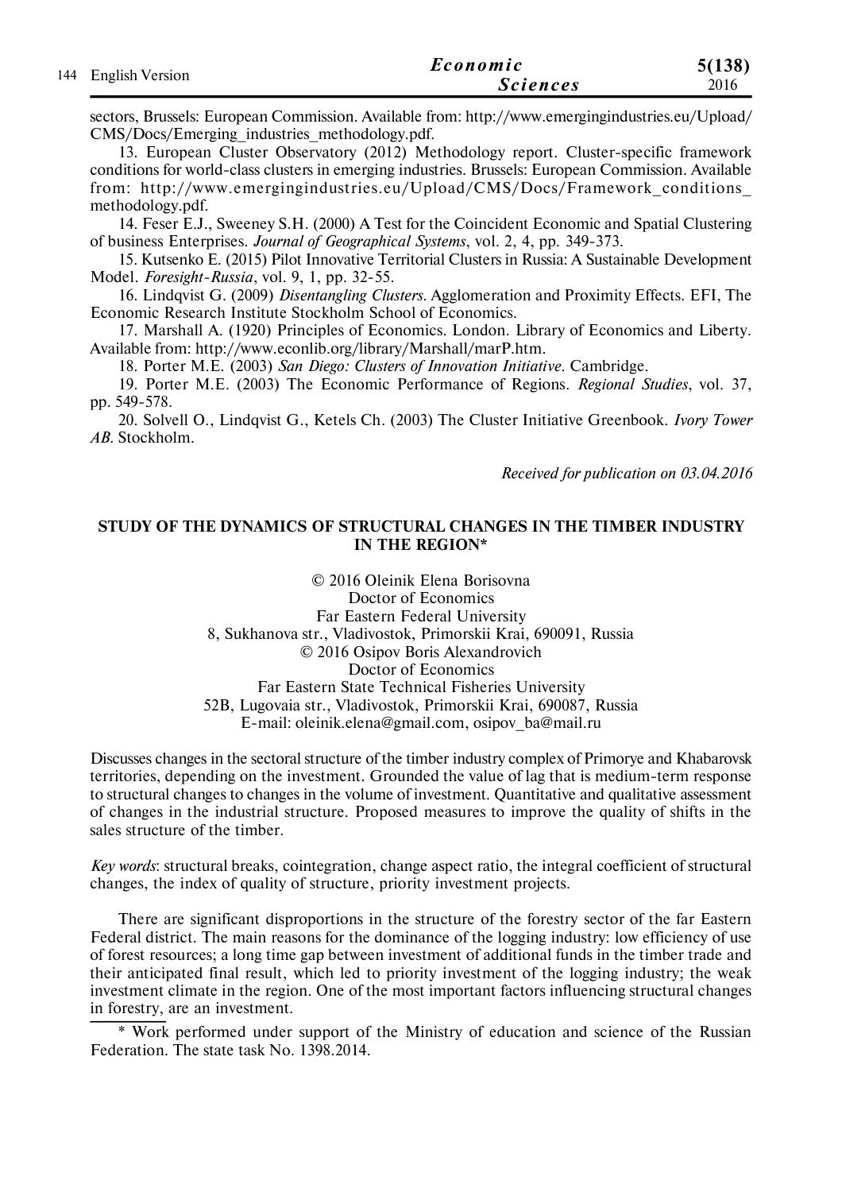sectors, Brussels: European Commission. Available from: http://www.emergingindustries.eu/Upload/CMS/Docs/Emerging_industries_methodology.pdf.

13. European Cluster Observatory (2012) Methodology report. Cluster-specific framework conditions for world-class clusters in emerging industries. Brussels: European Commission. Available from: http://www.emergingindustries.eu/Upload/CMS/Docs/Framework_conditions_methodology.pdf.

14. Feser E.J., Sweeney S.H. (2000) A Test for the Coincident Economic and Spatial Clustering of business Enterprises. *Journal of Geographical Systems*, vol. 2, 4, pp. 349-373.

15. Kutsenko E. (2015) Pilot Innovative Territorial Clusters in Russia: A Sustainable Development Model. *Foresight-Russia*, vol. 9, 1, pp. 32-55.

16. Lindqvist G. (2009) *Disentangling Clusters*. Agglomeration and Proximity Effects. EFI, The Economic Research Institute Stockholm School of Economics.

17. Marshall A. (1920) Principles of Economics. London. Library of Economics and Liberty. Available from: http://www.econlib.org/library/Marshall/marP.htm.

18. Porter M.E. (2003) *San Diego: Clusters of Innovation Initiative*. Cambridge.

19. Porter M.E. (2003) The Economic Performance of Regions. *Regional Studies*, vol. 37, pp. 549-578.

20. Solvell O., Lindqvist G., Ketels Ch. (2003) The Cluster Initiative Greenbook. *Ivory Tower AB*. Stockholm.

*Received for publication on 03.04.2016*

## STUDY OF THE DYNAMICS OF STRUCTURAL CHANGES IN THE TIMBER INDUSTRY IN THE REGION*

© 2016 Oleinik Elena Borisovna
Doctor of Economics
Far Eastern Federal University
8, Sukhanova str., Vladivostok, Primorskii Krai, 690091, Russia
© 2016 Osipov Boris Alexandrovich
Doctor of Economics
Far Eastern State Technical Fisheries University
52B, Lugovaia str., Vladivostok, Primorskii Krai, 690087, Russia
E-mail: oleinik.elena@gmail.com, osipov_ba@mail.ru

Discusses changes in the sectoral structure of the timber industry complex of Primorye and Khabarovsk territories, depending on the investment. Grounded the value of lag that is medium-term response to structural changes to changes in the volume of investment. Quantitative and qualitative assessment of changes in the industrial structure. Proposed measures to improve the quality of shifts in the sales structure of the timber.

*Key words*: structural breaks, cointegration, change aspect ratio, the integral coefficient of structural changes, the index of quality of structure, priority investment projects.

There are significant disproportions in the structure of the forestry sector of the far Eastern Federal district. The main reasons for the dominance of the logging industry: low efficiency of use of forest resources; a long time gap between investment of additional funds in the timber trade and their anticipated final result, which led to priority investment of the logging industry; the weak investment climate in the region. One of the most important factors influencing structural changes in forestry, are an investment.

\* Work performed under support of the Ministry of education and science of the Russian Federation. The state task No. 1398.2014.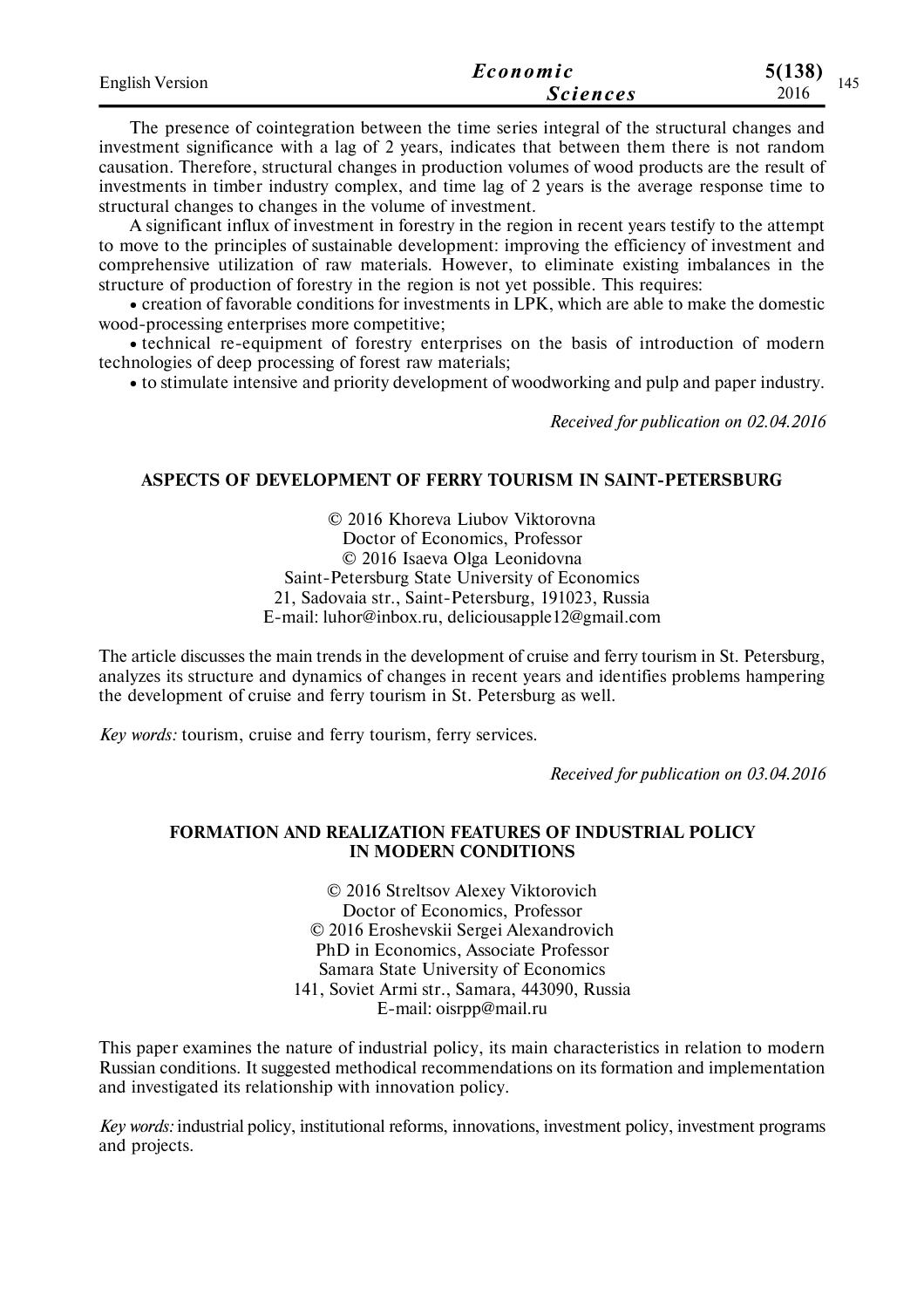The presence of cointegration between the time series integral of the structural changes and investment significance with a lag of 2 years, indicates that between them there is not random causation. Therefore, structural changes in production volumes of wood products are the result of investments in timber industry complex, and time lag of 2 years is the average response time to structural changes to changes in the volume of investment.

A significant influx of investment in forestry in the region in recent years testify to the attempt to move to the principles of sustainable development: improving the efficiency of investment and comprehensive utilization of raw materials. However, to eliminate existing imbalances in the structure of production of forestry in the region is not yet possible. This requires:

- creation of favorable conditions for investments in LPK, which are able to make the domestic wood-processing enterprises more competitive;
- technical re-equipment of forestry enterprises on the basis of introduction of modern technologies of deep processing of forest raw materials;
- to stimulate intensive and priority development of woodworking and pulp and paper industry.

*Received for publication on 02.04.2016*

## ASPECTS OF DEVELOPMENT OF FERRY TOURISM IN SAINT-PETERSBURG

© 2016 Khoreva Liubov Viktorovna
Doctor of Economics, Professor
© 2016 Isaeva Olga Leonidovna
Saint-Petersburg State University of Economics
21, Sadovaia str., Saint-Petersburg, 191023, Russia
E-mail: luhor@inbox.ru, deliciousapple12@gmail.com

The article discusses the main trends in the development of cruise and ferry tourism in St. Petersburg, analyzes its structure and dynamics of changes in recent years and identifies problems hampering the development of cruise and ferry tourism in St. Petersburg as well.

*Key words:* tourism, cruise and ferry tourism, ferry services.

*Received for publication on 03.04.2016*

## FORMATION AND REALIZATION FEATURES OF INDUSTRIAL POLICY IN MODERN CONDITIONS

© 2016 Streltsov Alexey Viktorovich
Doctor of Economics, Professor
© 2016 Eroshevskii Sergei Alexandrovich
PhD in Economics, Associate Professor
Samara State University of Economics
141, Soviet Armi str., Samara, 443090, Russia
E-mail: oisrpp@mail.ru

This paper examines the nature of industrial policy, its main characteristics in relation to modern Russian conditions. It suggested methodical recommendations on its formation and implementation and investigated its relationship with innovation policy.

*Key words:* industrial policy, institutional reforms, innovations, investment policy, investment programs and projects.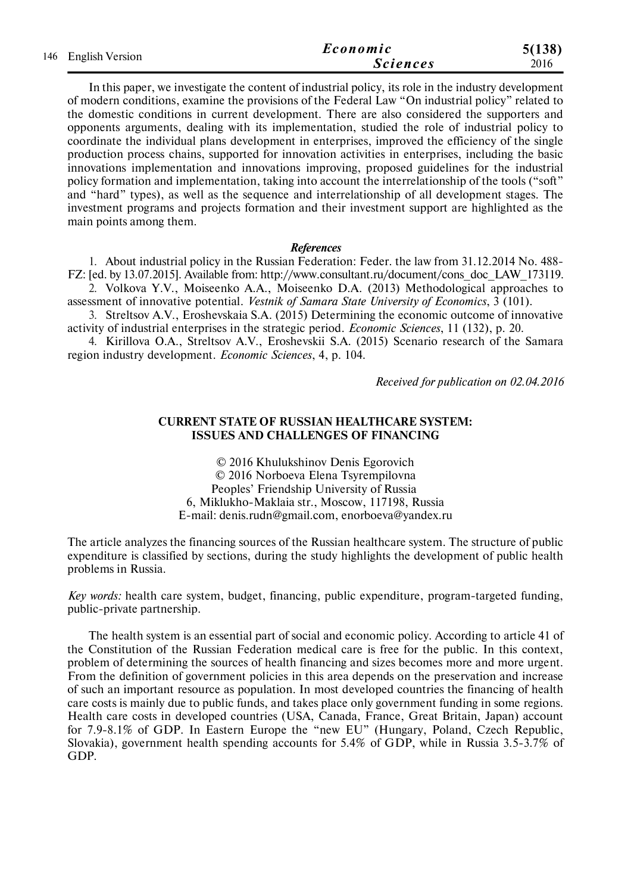In this paper, we investigate the content of industrial policy, its role in the industry development of modern conditions, examine the provisions of the Federal Law "On industrial policy" related to the domestic conditions in current development. There are also considered the supporters and opponents arguments, dealing with its implementation, studied the role of industrial policy to coordinate the individual plans development in enterprises, improved the efficiency of the single production process chains, supported for innovation activities in enterprises, including the basic innovations implementation and innovations improving, proposed guidelines for the industrial policy formation and implementation, taking into account the interrelationship of the tools ("soft" and "hard" types), as well as the sequence and interrelationship of all development stages. The investment programs and projects formation and their investment support are highlighted as the main points among them.

### *References*

1. About industrial policy in the Russian Federation: Feder. the law from 31.12.2014 No. 488-FZ: [ed. by 13.07.2015]. Available from: http://www.consultant.ru/document/cons_doc_LAW_173119.
2. Volkova Y.V., Moiseenko A.A., Moiseenko D.A. (2013) Methodological approaches to assessment of innovative potential. *Vestnik of Samara State University of Economics*, 3 (101).
3. Streltsov A.V., Eroshevskaia S.A. (2015) Determining the economic outcome of innovative activity of industrial enterprises in the strategic period. *Economic Sciences*, 11 (132), p. 20.
4. Kirillova O.A., Streltsov A.V., Eroshevskii S.A. (2015) Scenario research of the Samara region industry development. *Economic Sciences*, 4, p. 104.

*Received for publication on 02.04.2016*

## CURRENT STATE OF RUSSIAN HEALTHCARE SYSTEM: ISSUES AND CHALLENGES OF FINANCING

© 2016 Khulukshinov Denis Egorovich
© 2016 Norboeva Elena Tsyrempilovna
Peoples' Friendship University of Russia
6, Miklukho-Maklaia str., Moscow, 117198, Russia
E-mail: denis.rudn@gmail.com, enorboeva@yandex.ru

The article analyzes the financing sources of the Russian healthcare system. The structure of public expenditure is classified by sections, during the study highlights the development of public health problems in Russia.

*Key words:* health care system, budget, financing, public expenditure, program-targeted funding, public-private partnership.

The health system is an essential part of social and economic policy. According to article 41 of the Constitution of the Russian Federation medical care is free for the public. In this context, problem of determining the sources of health financing and sizes becomes more and more urgent. From the definition of government policies in this area depends on the preservation and increase of such an important resource as population. In most developed countries the financing of health care costs is mainly due to public funds, and takes place only government funding in some regions. Health care costs in developed countries (USA, Canada, France, Great Britain, Japan) account for 7.9-8.1% of GDP. In Eastern Europe the "new EU" (Hungary, Poland, Czech Republic, Slovakia), government health spending accounts for 5.4% of GDP, while in Russia 3.5-3.7% of GDP.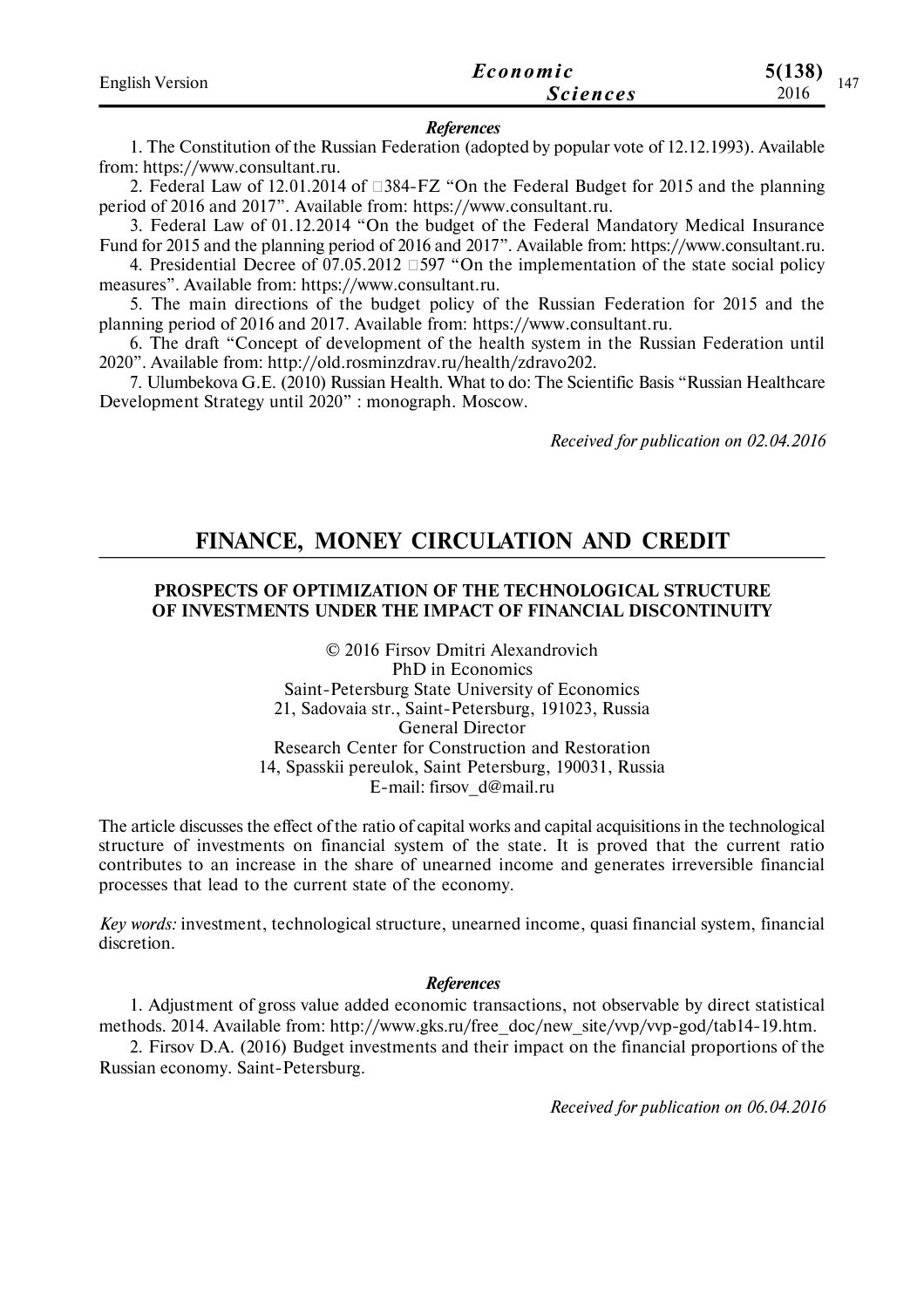***References***

1. The Constitution of the Russian Federation (adopted by popular vote of 12.12.1993). Available from: https://www.consultant.ru.
2. Federal Law of 12.01.2014 of □384-FZ "On the Federal Budget for 2015 and the planning period of 2016 and 2017". Available from: https://www.consultant.ru.
3. Federal Law of 01.12.2014 "On the budget of the Federal Mandatory Medical Insurance Fund for 2015 and the planning period of 2016 and 2017". Available from: https://www.consultant.ru.
4. Presidential Decree of 07.05.2012 □597 "On the implementation of the state social policy measures". Available from: https://www.consultant.ru.
5. The main directions of the budget policy of the Russian Federation for 2015 and the planning period of 2016 and 2017. Available from: https://www.consultant.ru.
6. The draft "Concept of development of the health system in the Russian Federation until 2020". Available from: http://old.rosminzdrav.ru/health/zdravo202.
7. Ulumbekova G.E. (2010) Russian Health. What to do: The Scientific Basis "Russian Healthcare Development Strategy until 2020" : monograph. Moscow.

*Received for publication on 02.04.2016*

# FINANCE, MONEY CIRCULATION AND CREDIT

## PROSPECTS OF OPTIMIZATION OF THE TECHNOLOGICAL STRUCTURE OF INVESTMENTS UNDER THE IMPACT OF FINANCIAL DISCONTINUITY

© 2016 Firsov Dmitri Alexandrovich
PhD in Economics
Saint-Petersburg State University of Economics
21, Sadovaia str., Saint-Petersburg, 191023, Russia
General Director
Research Center for Construction and Restoration
14, Spasskii pereulok, Saint Petersburg, 190031, Russia
E-mail: firsov_d@mail.ru

The article discusses the effect of the ratio of capital works and capital acquisitions in the technological structure of investments on financial system of the state. It is proved that the current ratio contributes to an increase in the share of unearned income and generates irreversible financial processes that lead to the current state of the economy.

*Key words:* investment, technological structure, unearned income, quasi financial system, financial discretion.

***References***

1. Adjustment of gross value added economic transactions, not observable by direct statistical methods. 2014. Available from: http://www.gks.ru/free_doc/new_site/vvp/vvp-god/tab14-19.htm.
2. Firsov D.A. (2016) Budget investments and their impact on the financial proportions of the Russian economy. Saint-Petersburg.

*Received for publication on 06.04.2016*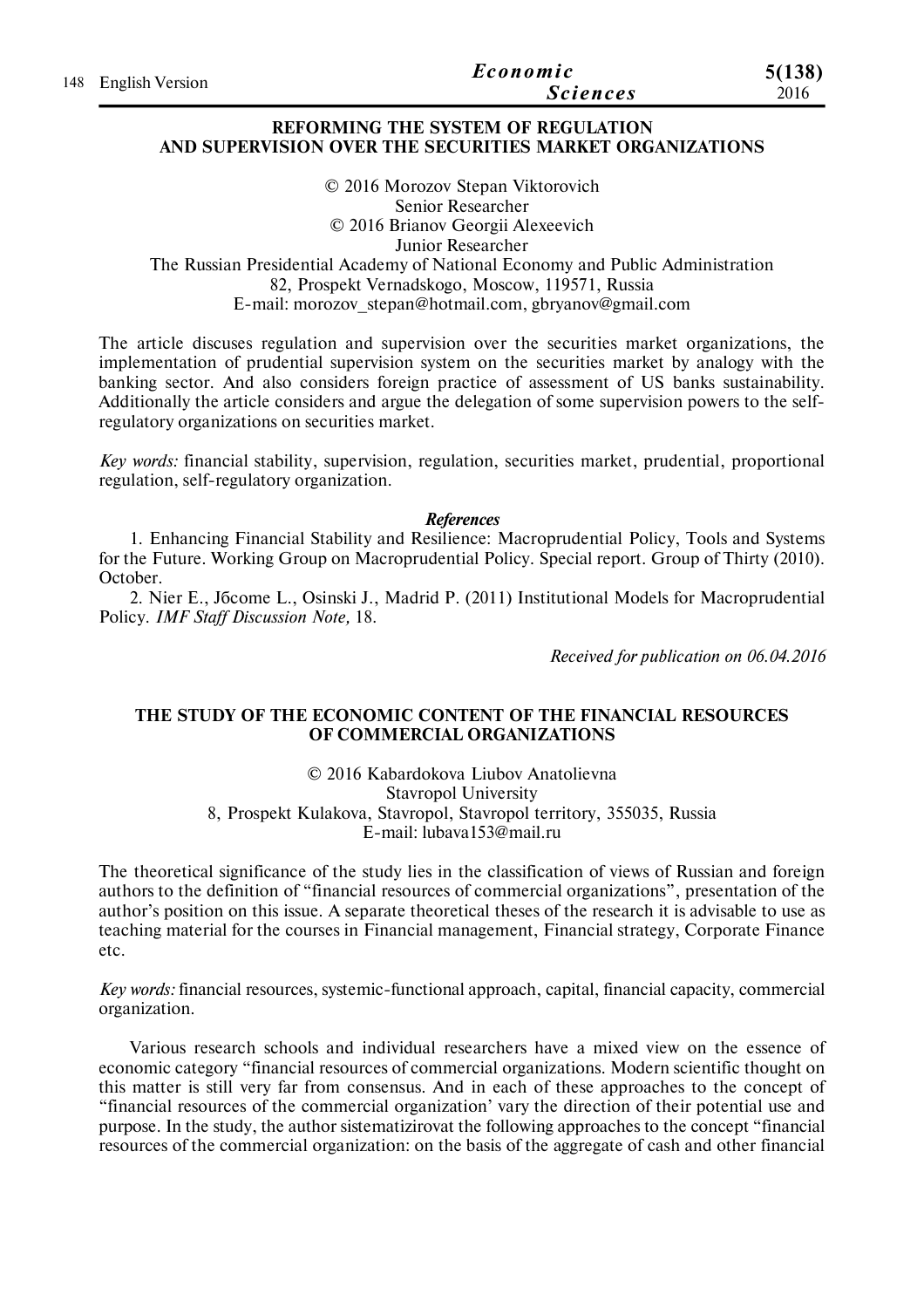## REFORMING THE SYSTEM OF REGULATION AND SUPERVISION OVER THE SECURITIES MARKET ORGANIZATIONS

© 2016 Morozov Stepan Viktorovich
Senior Researcher
© 2016 Brianov Georgii Alexeevich
Junior Researcher
The Russian Presidential Academy of National Economy and Public Administration
82, Prospekt Vernadskogo, Moscow, 119571, Russia
E-mail: morozov_stepan@hotmail.com, gbryanov@gmail.com

The article discuses regulation and supervision over the securities market organizations, the implementation of prudential supervision system on the securities market by analogy with the banking sector. And also considers foreign practice of assessment of US banks sustainability. Additionally the article considers and argue the delegation of some supervision powers to the self-regulatory organizations on securities market.

*Key words:* financial stability, supervision, regulation, securities market, prudential, proportional regulation, self-regulatory organization.

***References***

1. Enhancing Financial Stability and Resilience: Macroprudential Policy, Tools and Systems for the Future. Working Group on Macroprudential Policy. Special report. Group of Thirty (2010). October.
2. Nier E., Jбcome L., Osinski J., Madrid P. (2011) Institutional Models for Macroprudential Policy. *IMF Staff Discussion Note,* 18.

*Received for publication on 06.04.2016*

## THE STUDY OF THE ECONOMIC CONTENT OF THE FINANCIAL RESOURCES OF COMMERCIAL ORGANIZATIONS

© 2016 Kabardokova Liubov Anatolievna
Stavropol University
8, Prospekt Kulakova, Stavropol, Stavropol territory, 355035, Russia
E-mail: lubava153@mail.ru

The theoretical significance of the study lies in the classification of views of Russian and foreign authors to the definition of "financial resources of commercial organizations", presentation of the author's position on this issue. A separate theoretical theses of the research it is advisable to use as teaching material for the courses in Financial management, Financial strategy, Corporate Finance etc.

*Key words:* financial resources, systemic-functional approach, capital, financial capacity, commercial organization.

Various research schools and individual researchers have a mixed view on the essence of economic category "financial resources of commercial organizations. Modern scientific thought on this matter is still very far from consensus. And in each of these approaches to the concept of "financial resources of the commercial organization' vary the direction of their potential use and purpose. In the study, the author sistematizirovat the following approaches to the concept "financial resources of the commercial organization: on the basis of the aggregate of cash and other financial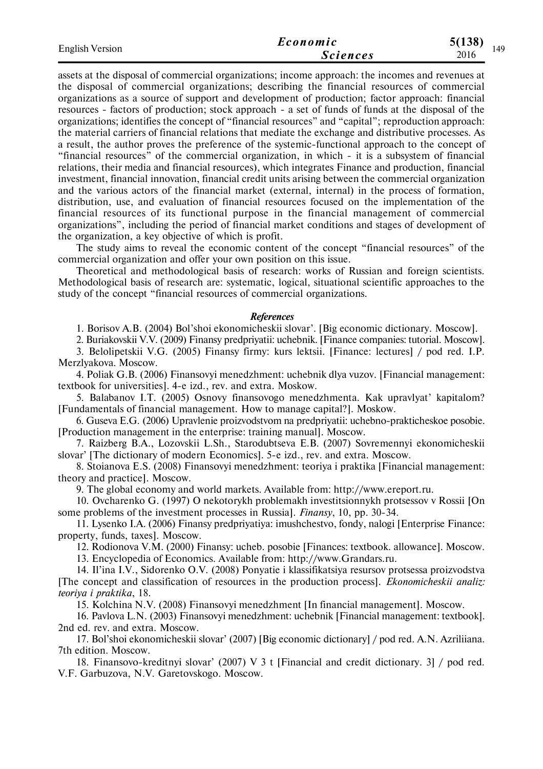assets at the disposal of commercial organizations; income approach: the incomes and revenues at the disposal of commercial organizations; describing the financial resources of commercial organizations as a source of support and development of production; factor approach: financial resources - factors of production; stock approach - a set of funds of funds at the disposal of the organizations; identifies the concept of "financial resources" and "capital"; reproduction approach: the material carriers of financial relations that mediate the exchange and distributive processes. As a result, the author proves the preference of the systemic-functional approach to the concept of "financial resources" of the commercial organization, in which - it is a subsystem of financial relations, their media and financial resources), which integrates Finance and production, financial investment, financial innovation, financial credit units arising between the commercial organization and the various actors of the financial market (external, internal) in the process of formation, distribution, use, and evaluation of financial resources focused on the implementation of the financial resources of its functional purpose in the financial management of commercial organizations", including the period of financial market conditions and stages of development of the organization, a key objective of which is profit.

The study aims to reveal the economic content of the concept "financial resources" of the commercial organization and offer your own position on this issue.

Theoretical and methodological basis of research: works of Russian and foreign scientists. Methodological basis of research are: systematic, logical, situational scientific approaches to the study of the concept "financial resources of commercial organizations.

***References***

1. Borisov A.B. (2004) Bol'shoi ekonomicheskii slovar'. [Big economic dictionary. Moscow].
2. Buriakovskii V.V. (2009) Finansy predpriyatii: uchebnik. [Finance companies: tutorial. Moscow].
3. Belolipetskii V.G. (2005) Finansy firmy: kurs lektsii. [Finance: lectures] / pod red. I.P. Merzlyakova. Moscow.
4. Poliak G.B. (2006) Finansovyi menedzhment: uchebnik dlya vuzov. [Financial management: textbook for universities]. 4-e izd., rev. and extra. Moskow.
5. Balabanov I.T. (2005) Osnovy finansovogo menedzhmenta. Kak upravlyat' kapitalom? [Fundamentals of financial management. How to manage capital?]. Moskow.
6. Guseva E.G. (2006) Upravlenie proizvodstvom na predpriyatii: uchebno-prakticheskoe posobie. [Production management in the enterprise: training manual]. Moscow.
7. Raizberg B.A., Lozovskii L.Sh., Starodubtseva E.B. (2007) Sovremennyi ekonomicheskii slovar' [The dictionary of modern Economics]. 5-e izd., rev. and extra. Moscow.
8. Stoianova E.S. (2008) Finansovyi menedzhment: teoriya i praktika [Financial management: theory and practice]. Moscow.
9. The global economy and world markets. Available from: http://www.ereport.ru.
10. Ovcharenko G. (1997) O nekotorykh problemakh investitsionnykh protsessov v Rossii [On some problems of the investment processes in Russia]. *Finansy*, 10, pp. 30-34.
11. Lysenko I.A. (2006) Finansy predpriyatiya: imushchestvo, fondy, nalogi [Enterprise Finance: property, funds, taxes]. Moscow.
12. Rodionova V.M. (2000) Finansy: ucheb. posobie [Finances: textbook. allowance]. Moscow.
13. Encyclopedia of Economics. Available from: http://www.Grandars.ru.
14. Il'ina I.V., Sidorenko O.V. (2008) Ponyatie i klassifikatsiya resursov protsessa proizvodstva [The concept and classification of resources in the production process]. *Ekonomicheskii analiz: teoriya i praktika*, 18.
15. Kolchina N.V. (2008) Finansovyi menedzhment [In financial management]. Moscow.
16. Pavlova L.N. (2003) Finansovyi menedzhment: uchebnik [Financial management: textbook]. 2nd ed. rev. and extra. Moscow.
17. Bol'shoi ekonomicheskii slovar' (2007) [Big economic dictionary] / pod red. A.N. Azriliiana. 7th edition. Moscow.
18. Finansovo-kreditnyi slovar' (2007) V 3 t [Financial and credit dictionary. 3] / pod red. V.F. Garbuzova, N.V. Garetovskogo. Moscow.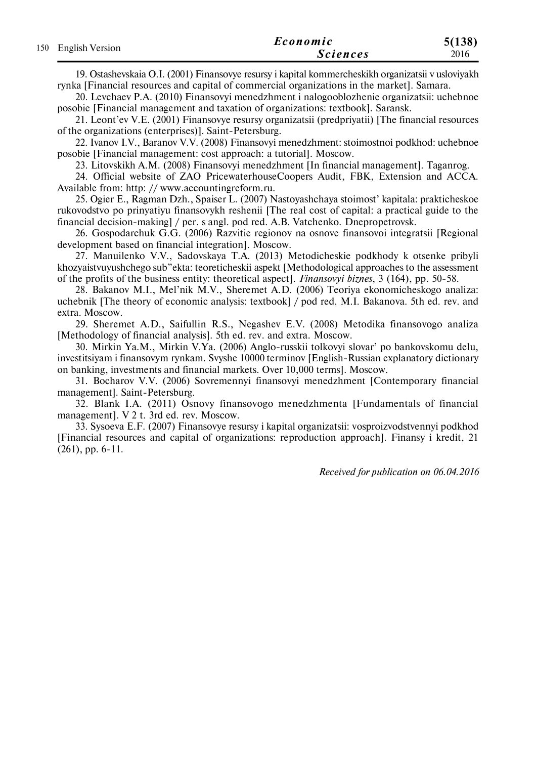19. Ostashevskaia O.I. (2001) Finansovye resursy i kapital kommercheskikh organizatsii v usloviyakh rynka [Financial resources and capital of commercial organizations in the market]. Samara.

20. Levchaev P.A. (2010) Finansovyi menedzhment i nalogooblozhenie organizatsii: uchebnoe posobie [Financial management and taxation of organizations: textbook]. Saransk.

21. Leont'ev V.E. (2001) Finansovye resursy organizatsii (predpriyatii) [The financial resources of the organizations (enterprises)]. Saint-Petersburg.

22. Ivanov I.V., Baranov V.V. (2008) Finansovyi menedzhment: stoimostnoi podkhod: uchebnoe posobie [Financial management: cost approach: a tutorial]. Moscow.

23. Litovskikh A.M. (2008) Finansovyi menedzhment [In financial management]. Taganrog.

24. Official website of ZAO PricewaterhouseCoopers Audit, FBK, Extension and ACCA. Available from: http: // www.accountingreform.ru.

25. Ogier E., Ragman Dzh., Spaiser L. (2007) Nastoyashchaya stoimost' kapitala: prakticheskoe rukovodstvo po prinyatiyu finansovykh reshenii [The real cost of capital: a practical guide to the financial decision-making] / per. s angl. pod red. A.B. Vatchenko. Dnepropetrovsk.

26. Gospodarchuk G.G. (2006) Razvitie regionov na osnove finansovoi integratsii [Regional development based on financial integration]. Moscow.

27. Manuilenko V.V., Sadovskaya T.A. (2013) Metodicheskie podkhody k otsenke pribyli khozyaistvuyushchego sub"ekta: teoreticheskii aspekt [Methodological approaches to the assessment of the profits of the business entity: theoretical aspect]. *Finansovyi biznes*, 3 (164), pp. 50-58.

28. Bakanov M.I., Mel'nik M.V., Sheremet A.D. (2006) Teoriya ekonomicheskogo analiza: uchebnik [The theory of economic analysis: textbook] / pod red. M.I. Bakanova. 5th ed. rev. and extra. Moscow.

29. Sheremet A.D., Saifullin R.S., Negashev E.V. (2008) Metodika finansovogo analiza [Methodology of financial analysis]. 5th ed. rev. and extra. Moscow.

30. Mirkin Ya.M., Mirkin V.Ya. (2006) Anglo-russkii tolkovyi slovar' po bankovskomu delu, investitsiyam i finansovym rynkam. Svyshe 10000 terminov [English-Russian explanatory dictionary on banking, investments and financial markets. Over 10,000 terms]. Moscow.

31. Bocharov V.V. (2006) Sovremennyi finansovyi menedzhment [Contemporary financial management]. Saint-Petersburg.

32. Blank I.A. (2011) Osnovy finansovogo menedzhmenta [Fundamentals of financial management]. V 2 t. 3rd ed. rev. Moscow.

33. Sysoeva E.F. (2007) Finansovye resursy i kapital organizatsii: vosproizvodstvennyi podkhod [Financial resources and capital of organizations: reproduction approach]. Finansy i kredit, 21 (261), pp. 6-11.

*Received for publication on 06.04.2016*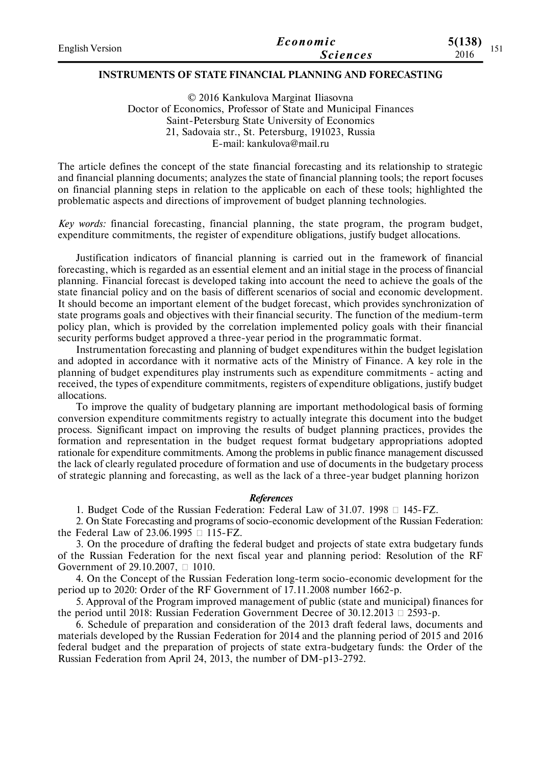## INSTRUMENTS OF STATE FINANCIAL PLANNING AND FORECASTING

© 2016 Kankulova Marginat Iliasovna
Doctor of Economics, Professor of State and Municipal Finances
Saint-Petersburg State University of Economics
21, Sadovaia str., St. Petersburg, 191023, Russia
E-mail: kankulova@mail.ru

The article defines the concept of the state financial forecasting and its relationship to strategic and financial planning documents; analyzes the state of financial planning tools; the report focuses on financial planning steps in relation to the applicable on each of these tools; highlighted the problematic aspects and directions of improvement of budget planning technologies.

*Key words:* financial forecasting, financial planning, the state program, the program budget, expenditure commitments, the register of expenditure obligations, justify budget allocations.

Justification indicators of financial planning is carried out in the framework of financial forecasting, which is regarded as an essential element and an initial stage in the process of financial planning. Financial forecast is developed taking into account the need to achieve the goals of the state financial policy and on the basis of different scenarios of social and economic development. It should become an important element of the budget forecast, which provides synchronization of state programs goals and objectives with their financial security. The function of the medium-term policy plan, which is provided by the correlation implemented policy goals with their financial security performs budget approved a three-year period in the programmatic format.

Instrumentation forecasting and planning of budget expenditures within the budget legislation and adopted in accordance with it normative acts of the Ministry of Finance. A key role in the planning of budget expenditures play instruments such as expenditure commitments - acting and received, the types of expenditure commitments, registers of expenditure obligations, justify budget allocations.

To improve the quality of budgetary planning are important methodological basis of forming conversion expenditure commitments registry to actually integrate this document into the budget process. Significant impact on improving the results of budget planning practices, provides the formation and representation in the budget request format budgetary appropriations adopted rationale for expenditure commitments. Among the problems in public finance management discussed the lack of clearly regulated procedure of formation and use of documents in the budgetary process of strategic planning and forecasting, as well as the lack of a three-year budget planning horizon

### *References*

1. Budget Code of the Russian Federation: Federal Law of 31.07. 1998 № 145-FZ.
2. On State Forecasting and programs of socio-economic development of the Russian Federation: the Federal Law of 23.06.1995 № 115-FZ.
3. On the procedure of drafting the federal budget and projects of state extra budgetary funds of the Russian Federation for the next fiscal year and planning period: Resolution of the RF Government of 29.10.2007, № 1010.
4. On the Concept of the Russian Federation long-term socio-economic development for the period up to 2020: Order of the RF Government of 17.11.2008 number 1662-p.
5. Approval of the Program improved management of public (state and municipal) finances for the period until 2018: Russian Federation Government Decree of 30.12.2013 № 2593-p.
6. Schedule of preparation and consideration of the 2013 draft federal laws, documents and materials developed by the Russian Federation for 2014 and the planning period of 2015 and 2016 federal budget and the preparation of projects of state extra-budgetary funds: the Order of the Russian Federation from April 24, 2013, the number of DM-p13-2792.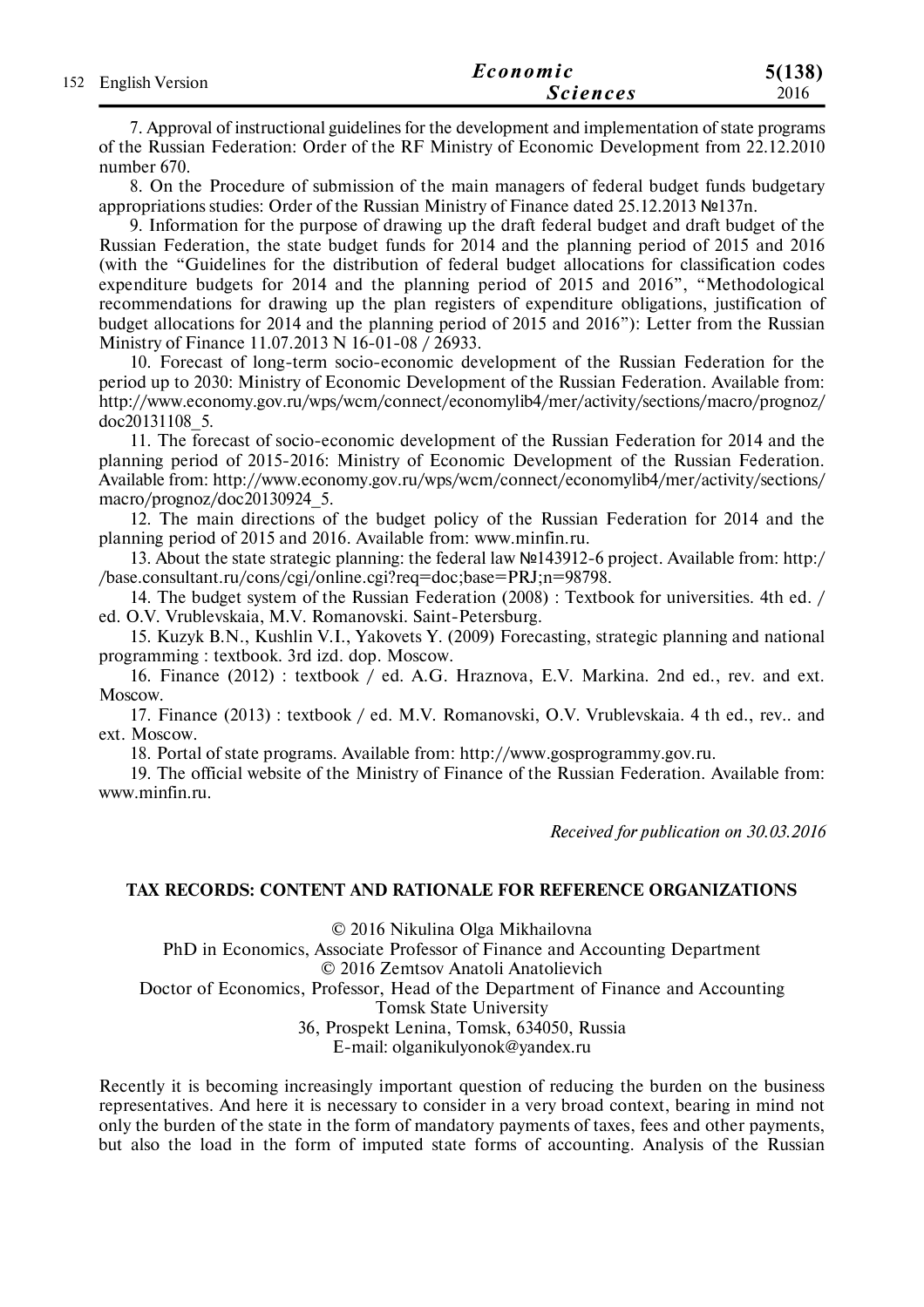7. Approval of instructional guidelines for the development and implementation of state programs of the Russian Federation: Order of the RF Ministry of Economic Development from 22.12.2010 number 670.

8. On the Procedure of submission of the main managers of federal budget funds budgetary appropriations studies: Order of the Russian Ministry of Finance dated 25.12.2013 №137n.

9. Information for the purpose of drawing up the draft federal budget and draft budget of the Russian Federation, the state budget funds for 2014 and the planning period of 2015 and 2016 (with the "Guidelines for the distribution of federal budget allocations for classification codes expenditure budgets for 2014 and the planning period of 2015 and 2016", "Methodological recommendations for drawing up the plan registers of expenditure obligations, justification of budget allocations for 2014 and the planning period of 2015 and 2016"): Letter from the Russian Ministry of Finance 11.07.2013 N 16-01-08 / 26933.

10. Forecast of long-term socio-economic development of the Russian Federation for the period up to 2030: Ministry of Economic Development of the Russian Federation. Available from: http://www.economy.gov.ru/wps/wcm/connect/economylib4/mer/activity/sections/macro/prognoz/doc20131108_5.

11. The forecast of socio-economic development of the Russian Federation for 2014 and the planning period of 2015-2016: Ministry of Economic Development of the Russian Federation. Available from: http://www.economy.gov.ru/wps/wcm/connect/economylib4/mer/activity/sections/macro/prognoz/doc20130924_5.

12. The main directions of the budget policy of the Russian Federation for 2014 and the planning period of 2015 and 2016. Available from: www.minfin.ru.

13. About the state strategic planning: the federal law №143912-6 project. Available from: http://base.consultant.ru/cons/cgi/online.cgi?req=doc;base=PRJ;n=98798.

14. The budget system of the Russian Federation (2008) : Textbook for universities. 4th ed. / ed. O.V. Vrublevskaia, M.V. Romanovski. Saint-Petersburg.

15. Kuzyk B.N., Kushlin V.I., Yakovets Y. (2009) Forecasting, strategic planning and national programming : textbook. 3rd izd. dop. Moscow.

16. Finance (2012) : textbook / ed. A.G. Hraznova, E.V. Markina. 2nd ed., rev. and ext. Moscow.

17. Finance (2013) : textbook / ed. M.V. Romanovski, O.V. Vrublevskaia. 4 th ed., rev.. and ext. Moscow.

18. Portal of state programs. Available from: http://www.gosprogrammy.gov.ru.

19. The official website of the Ministry of Finance of the Russian Federation. Available from: www.minfin.ru.

*Received for publication on 30.03.2016*

## TAX RECORDS: CONTENT AND RATIONALE FOR REFERENCE ORGANIZATIONS

© 2016 Nikulina Olga Mikhailovna
PhD in Economics, Associate Professor of Finance and Accounting Department
© 2016 Zemtsov Anatoli Anatolievich
Doctor of Economics, Professor, Head of the Department of Finance and Accounting
Tomsk State University
36, Prospekt Lenina, Tomsk, 634050, Russia
E-mail: olganikulyonok@yandex.ru

Recently it is becoming increasingly important question of reducing the burden on the business representatives. And here it is necessary to consider in a very broad context, bearing in mind not only the burden of the state in the form of mandatory payments of taxes, fees and other payments, but also the load in the form of imputed state forms of accounting. Analysis of the Russian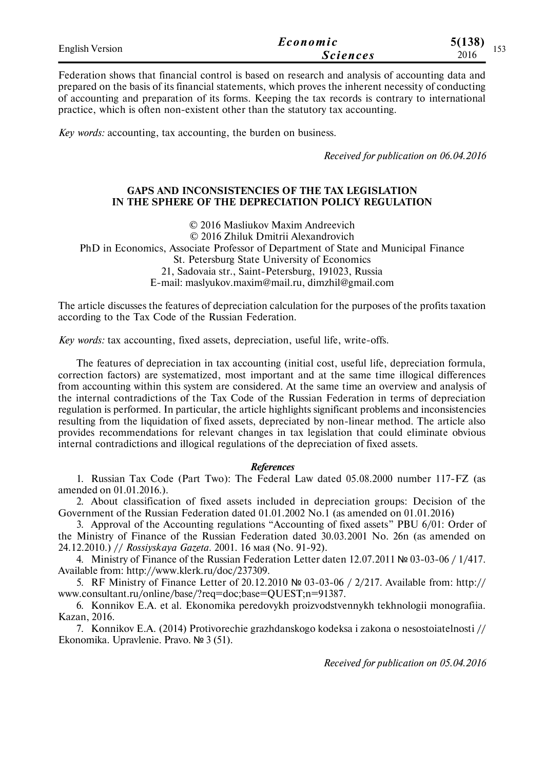Federation shows that financial control is based on research and analysis of accounting data and prepared on the basis of its financial statements, which proves the inherent necessity of conducting of accounting and preparation of its forms. Keeping the tax records is contrary to international practice, which is often non-existent other than the statutory tax accounting.

*Key words:* accounting, tax accounting, the burden on business.

*Received for publication on 06.04.2016*

## GAPS AND INCONSISTENCIES OF THE TAX LEGISLATION IN THE SPHERE OF THE DEPRECIATION POLICY REGULATION

© 2016 Masliukov Maxim Andreevich
© 2016 Zhiluk Dmitrii Alexandrovich
PhD in Economics, Associate Professor of Department of State and Municipal Finance
St. Petersburg State University of Economics
21, Sadovaia str., Saint-Petersburg, 191023, Russia
E-mail: maslyukov.maxim@mail.ru, dimzhil@gmail.com

The article discusses the features of depreciation calculation for the purposes of the profits taxation according to the Tax Code of the Russian Federation.

*Key words:* tax accounting, fixed assets, depreciation, useful life, write-offs.

The features of depreciation in tax accounting (initial cost, useful life, depreciation formula, correction factors) are systematized, most important and at the same time illogical differences from accounting within this system are considered. At the same time an overview and analysis of the internal contradictions of the Tax Code of the Russian Federation in terms of depreciation regulation is performed. In particular, the article highlights significant problems and inconsistencies resulting from the liquidation of fixed assets, depreciated by non-linear method. The article also provides recommendations for relevant changes in tax legislation that could eliminate obvious internal contradictions and illogical regulations of the depreciation of fixed assets.

### *References*

1. Russian Tax Code (Part Two): The Federal Law dated 05.08.2000 number 117-FZ (as amended on 01.01.2016.).
2. About classification of fixed assets included in depreciation groups: Decision of the Government of the Russian Federation dated 01.01.2002 No.1 (as amended on 01.01.2016)
3. Approval of the Accounting regulations "Accounting of fixed assets" PBU 6/01: Order of the Ministry of Finance of the Russian Federation dated 30.03.2001 No. 26n (as amended on 24.12.2010.) // *Rossiyskaya Gazeta*. 2001. 16 мая (No. 91-92).
4. Ministry of Finance of the Russian Federation Letter daten 12.07.2011 № 03-03-06 / 1/417. Available from: http://www.klerk.ru/doc/237309.
5. RF Ministry of Finance Letter of 20.12.2010 № 03-03-06 / 2/217. Available from: http://www.consultant.ru/online/base/?req=doc;base=QUEST;n=91387.
6. Konnikov E.A. et al. Ekonomika peredovykh proizvodstvennykh tekhnologii monografiia. Kazan, 2016.
7. Konnikov E.A. (2014) Protivorechie grazhdanskogo kodeksa i zakona o nesostoiatelnosti // Ekonomika. Upravlenie. Pravo. № 3 (51).

*Received for publication on 05.04.2016*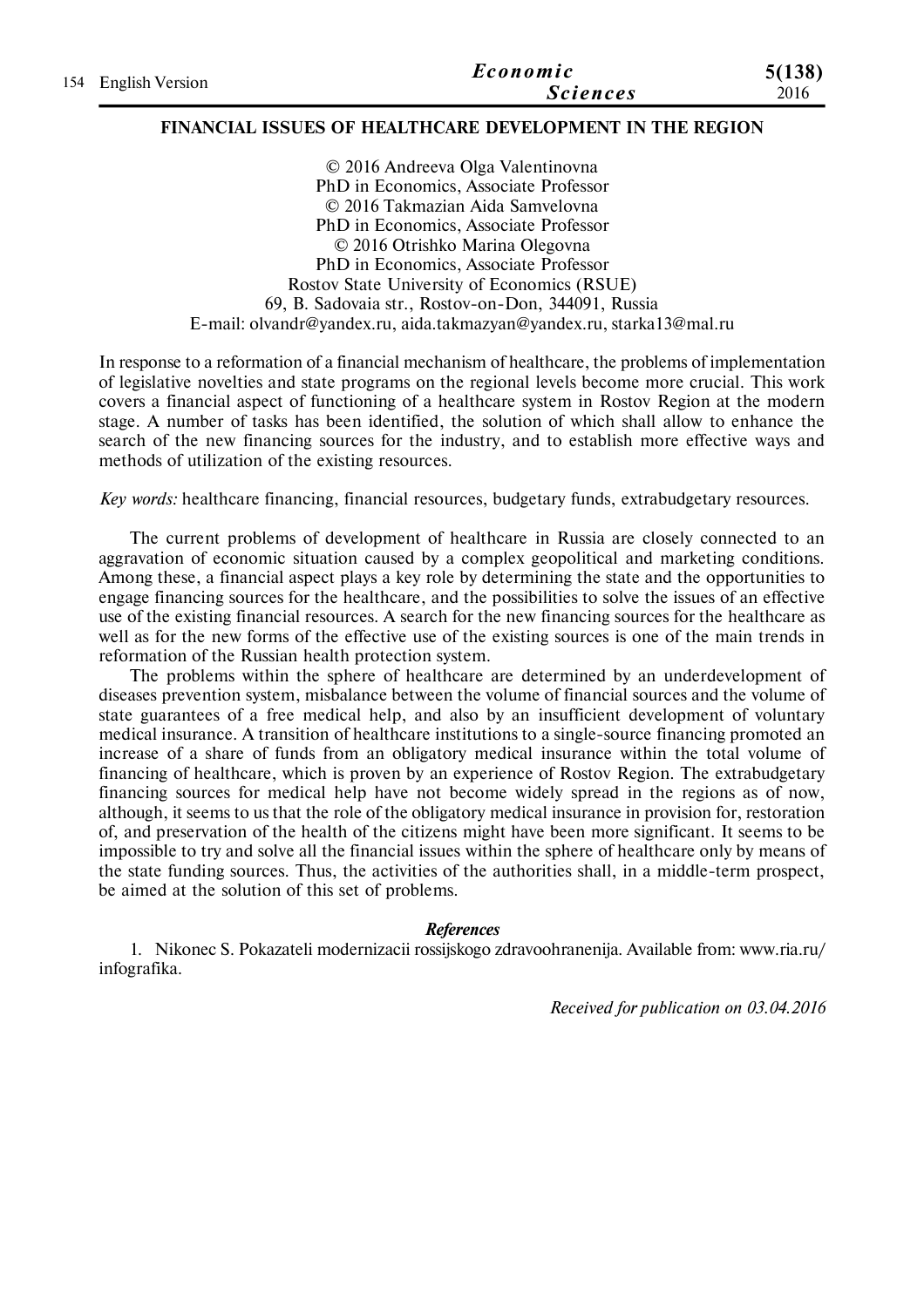# FINANCIAL ISSUES OF HEALTHCARE DEVELOPMENT IN THE REGION

© 2016 Andreeva Olga Valentinovna  
PhD in Economics, Associate Professor  
© 2016 Takmazian Aida Samvelovna  
PhD in Economics, Associate Professor  
© 2016 Otrishko Marina Olegovna  
PhD in Economics, Associate Professor  
Rostov State University of Economics (RSUE)  
69, B. Sadovaia str., Rostov-on-Don, 344091, Russia  
E-mail: olvandr@yandex.ru, aida.takmazyan@yandex.ru, starka13@mal.ru

In response to a reformation of a financial mechanism of healthcare, the problems of implementation of legislative novelties and state programs on the regional levels become more crucial. This work covers a financial aspect of functioning of a healthcare system in Rostov Region at the modern stage. A number of tasks has been identified, the solution of which shall allow to enhance the search of the new financing sources for the industry, and to establish more effective ways and methods of utilization of the existing resources.

*Key words:* healthcare financing, financial resources, budgetary funds, extrabudgetary resources.

The current problems of development of healthcare in Russia are closely connected to an aggravation of economic situation caused by a complex geopolitical and marketing conditions. Among these, a financial aspect plays a key role by determining the state and the opportunities to engage financing sources for the healthcare, and the possibilities to solve the issues of an effective use of the existing financial resources. A search for the new financing sources for the healthcare as well as for the new forms of the effective use of the existing sources is one of the main trends in reformation of the Russian health protection system.

The problems within the sphere of healthcare are determined by an underdevelopment of diseases prevention system, misbalance between the volume of financial sources and the volume of state guarantees of a free medical help, and also by an insufficient development of voluntary medical insurance. A transition of healthcare institutions to a single-source financing promoted an increase of a share of funds from an obligatory medical insurance within the total volume of financing of healthcare, which is proven by an experience of Rostov Region. The extrabudgetary financing sources for medical help have not become widely spread in the regions as of now, although, it seems to us that the role of the obligatory medical insurance in provision for, restoration of, and preservation of the health of the citizens might have been more significant. It seems to be impossible to try and solve all the financial issues within the sphere of healthcare only by means of the state funding sources. Thus, the activities of the authorities shall, in a middle-term prospect, be aimed at the solution of this set of problems.

### *References*

1. Nikonec S. Pokazateli modernizacii rossijskogo zdravoohranenija. Available from: www.ria.ru/infografika.

*Received for publication on 03.04.2016*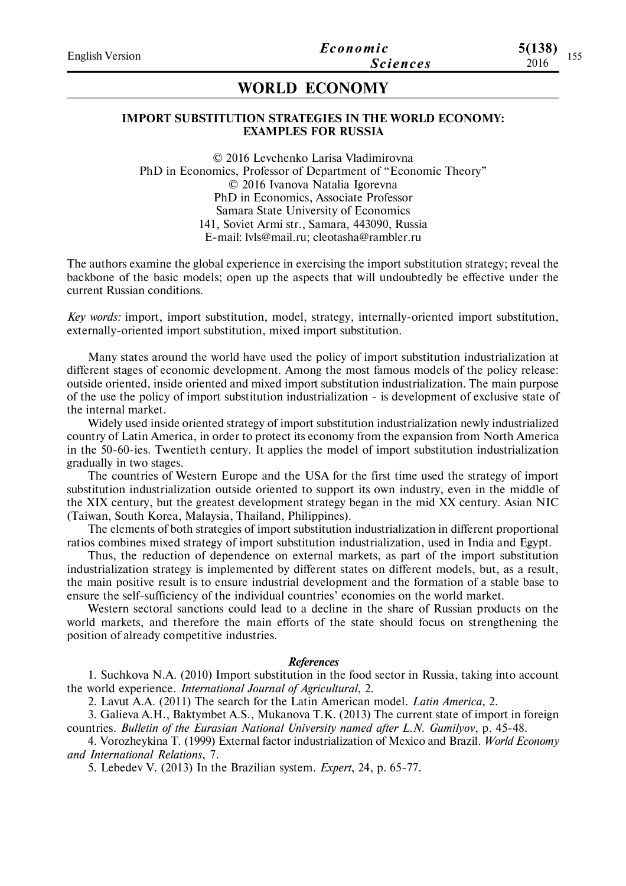# WORLD ECONOMY

## IMPORT SUBSTITUTION STRATEGIES IN THE WORLD ECONOMY: EXAMPLES FOR RUSSIA

© 2016 Levchenko Larisa Vladimirovna
PhD in Economics, Professor of Department of "Economic Theory"
© 2016 Ivanova Natalia Igorevna
PhD in Economics, Associate Professor
Samara State University of Economics
141, Soviet Armi str., Samara, 443090, Russia
E-mail: lvls@mail.ru; cleotasha@rambler.ru

The authors examine the global experience in exercising the import substitution strategy; reveal the backbone of the basic models; open up the aspects that will undoubtedly be effective under the current Russian conditions.

*Key words:* import, import substitution, model, strategy, internally-oriented import substitution, externally-oriented import substitution, mixed import substitution.

Many states around the world have used the policy of import substitution industrialization at different stages of economic development. Among the most famous models of the policy release: outside oriented, inside oriented and mixed import substitution industrialization. The main purpose of the use the policy of import substitution industrialization - is development of exclusive state of the internal market.

Widely used inside oriented strategy of import substitution industrialization newly industrialized country of Latin America, in order to protect its economy from the expansion from North America in the 50-60-ies. Twentieth century. It applies the model of import substitution industrialization gradually in two stages.

The countries of Western Europe and the USA for the first time used the strategy of import substitution industrialization outside oriented to support its own industry, even in the middle of the XIX century, but the greatest development strategy began in the mid XX century. Asian NIC (Taiwan, South Korea, Malaysia, Thailand, Philippines).

The elements of both strategies of import substitution industrialization in different proportional ratios combines mixed strategy of import substitution industrialization, used in India and Egypt.

Thus, the reduction of dependence on external markets, as part of the import substitution industrialization strategy is implemented by different states on different models, but, as a result, the main positive result is to ensure industrial development and the formation of a stable base to ensure the self-sufficiency of the individual countries' economies on the world market.

Western sectoral sanctions could lead to a decline in the share of Russian products on the world markets, and therefore the main efforts of the state should focus on strengthening the position of already competitive industries.

### *References*

1. Suchkova N.A. (2010) Import substitution in the food sector in Russia, taking into account the world experience. *International Journal of Agricultural*, 2.
2. Lavut A.A. (2011) The search for the Latin American model. *Latin America*, 2.
3. Galieva A.H., Baktymbet A.S., Mukanova T.K. (2013) The current state of import in foreign countries. *Bulletin of the Eurasian National University named after L.N. Gumilyov*, p. 45-48.
4. Vorozheykina T. (1999) External factor industrialization of Mexico and Brazil. *World Economy and International Relations*, 7.
5. Lebedev V. (2013) In the Brazilian system. *Expert*, 24, p. 65-77.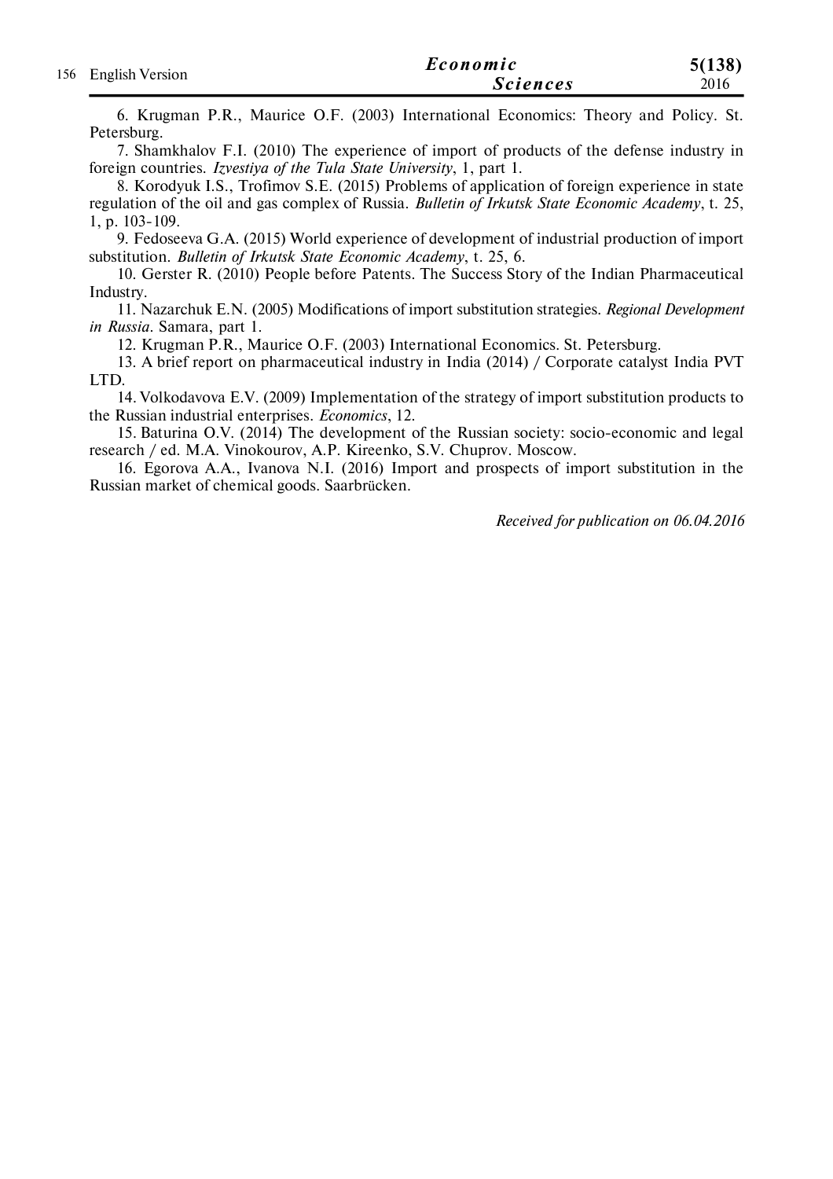6. Krugman P.R., Maurice O.F. (2003) International Economics: Theory and Policy. St. Petersburg.

7. Shamkhalov F.I. (2010) The experience of import of products of the defense industry in foreign countries. *Izvestiya of the Tula State University*, 1, part 1.

8. Korodyuk I.S., Trofimov S.E. (2015) Problems of application of foreign experience in state regulation of the oil and gas complex of Russia. *Bulletin of Irkutsk State Economic Academy*, t. 25, 1, p. 103-109.

9. Fedoseeva G.A. (2015) World experience of development of industrial production of import substitution. *Bulletin of Irkutsk State Economic Academy*, t. 25, 6.

10. Gerster R. (2010) People before Patents. The Success Story of the Indian Pharmaceutical Industry.

11. Nazarchuk E.N. (2005) Modifications of import substitution strategies. *Regional Development in Russia*. Samara, part 1.

12. Krugman P.R., Maurice O.F. (2003) International Economics. St. Petersburg.

13. A brief report on pharmaceutical industry in India (2014) / Corporate catalyst India PVT LTD.

14. Volkodavova E.V. (2009) Implementation of the strategy of import substitution products to the Russian industrial enterprises. *Economics*, 12.

15. Baturina O.V. (2014) The development of the Russian society: socio-economic and legal research / ed. M.A. Vinokourov, A.P. Kireenko, S.V. Chuprov. Moscow.

16. Egorova A.A., Ivanova N.I. (2016) Import and prospects of import substitution in the Russian market of chemical goods. Saarbrücken.

*Received for publication on 06.04.2016*